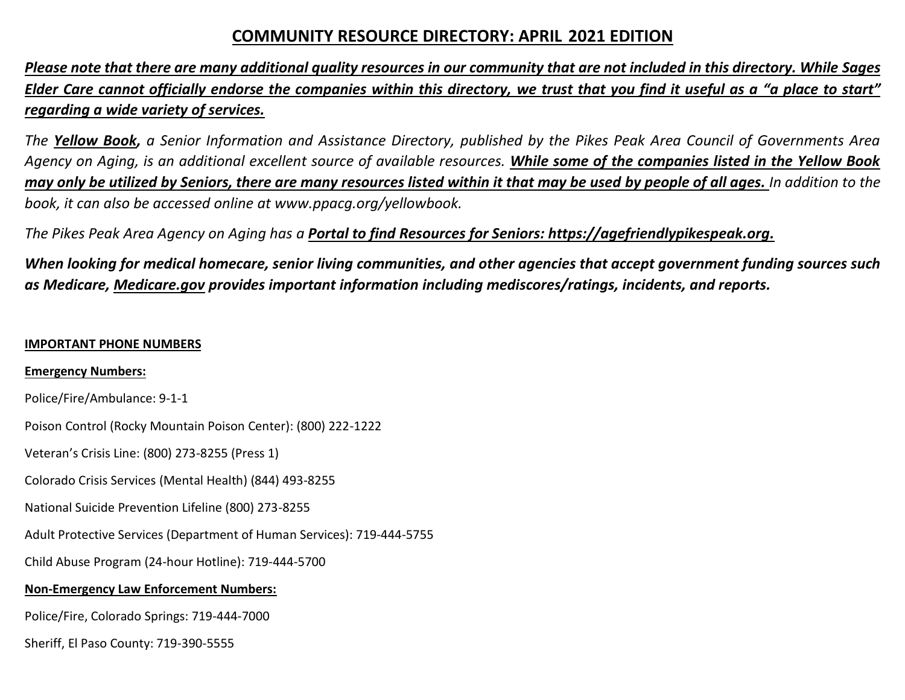# COMMUNITY RESOURCE DIRECTORY: APRIL 2021 EDITION

***Please note that there are many additional quality resources in our community that are not included in this directory. While Sages Elder Care cannot officially endorse the companies within this directory, we trust that you find it useful as a "a place to start" regarding a wide variety of services.***

*The **Yellow Book**, a Senior Information and Assistance Directory, published by the Pikes Peak Area Council of Governments Area Agency on Aging, is an additional excellent source of available resources. **While some of the companies listed in the Yellow Book may only be utilized by Seniors, there are many resources listed within it that may be used by people of all ages.** In addition to the book, it can also be accessed online at www.ppacg.org/yellowbook.*

*The Pikes Peak Area Agency on Aging has a **Portal to find Resources for Seniors: https://agefriendlypikespeak.org.***

***When looking for medical homecare, senior living communities, and other agencies that accept government funding sources such as Medicare, Medicare.gov provides important information including mediscores/ratings, incidents, and reports.***

## IMPORTANT PHONE NUMBERS

### Emergency Numbers:

Police/Fire/Ambulance: 9-1-1

Poison Control (Rocky Mountain Poison Center): (800) 222-1222

Veteran's Crisis Line: (800) 273-8255 (Press 1)

Colorado Crisis Services (Mental Health) (844) 493-8255

National Suicide Prevention Lifeline (800) 273-8255

Adult Protective Services (Department of Human Services): 719-444-5755

Child Abuse Program (24-hour Hotline): 719-444-5700

### Non-Emergency Law Enforcement Numbers:

Police/Fire, Colorado Springs: 719-444-7000

Sheriff, El Paso County: 719-390-5555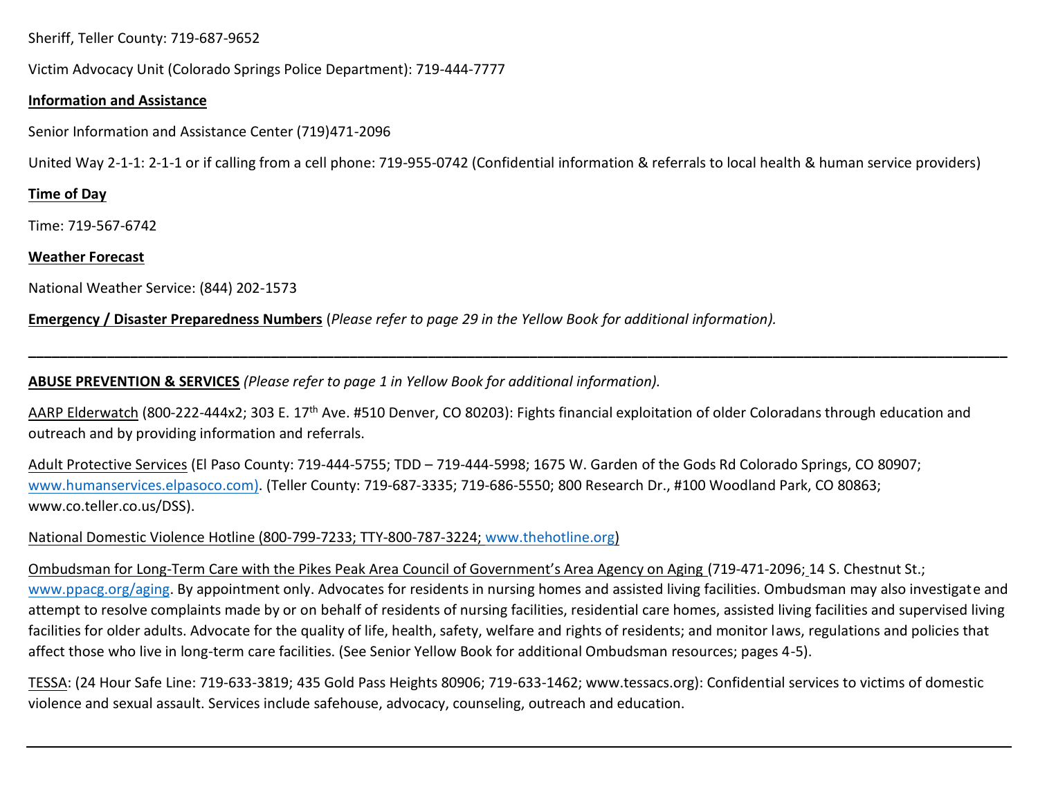Sheriff, Teller County: 719-687-9652

Victim Advocacy Unit (Colorado Springs Police Department): 719-444-7777

**Information and Assistance**

Senior Information and Assistance Center (719)471-2096

United Way 2-1-1: 2-1-1 or if calling from a cell phone: 719-955-0742 (Confidential information & referrals to local health & human service providers)

**Time of Day**

Time: 719-567-6742

**Weather Forecast**

National Weather Service: (844) 202-1573

**Emergency / Disaster Preparedness Numbers** (*Please refer to page 29 in the Yellow Book for additional information).*

---

**ABUSE PREVENTION & SERVICES** *(Please refer to page 1 in Yellow Book for additional information).*

AARP Elderwatch (800-222-444x2; 303 E. 17th Ave. #510 Denver, CO 80203): Fights financial exploitation of older Coloradans through education and outreach and by providing information and referrals.

Adult Protective Services (El Paso County: 719-444-5755; TDD – 719-444-5998; 1675 W. Garden of the Gods Rd Colorado Springs, CO 80907; www.humanservices.elpasoco.com). (Teller County: 719-687-3335; 719-686-5550; 800 Research Dr., #100 Woodland Park, CO 80863; www.co.teller.co.us/DSS).

National Domestic Violence Hotline (800-799-7233; TTY-800-787-3224; www.thehotline.org)

Ombudsman for Long-Term Care with the Pikes Peak Area Council of Government's Area Agency on Aging (719-471-2096; 14 S. Chestnut St.; www.ppacg.org/aging. By appointment only. Advocates for residents in nursing homes and assisted living facilities. Ombudsman may also investigate and attempt to resolve complaints made by or on behalf of residents of nursing facilities, residential care homes, assisted living facilities and supervised living facilities for older adults. Advocate for the quality of life, health, safety, welfare and rights of residents; and monitor laws, regulations and policies that affect those who live in long-term care facilities. (See Senior Yellow Book for additional Ombudsman resources; pages 4-5).

TESSA: (24 Hour Safe Line: 719-633-3819; 435 Gold Pass Heights 80906; 719-633-1462; www.tessacs.org): Confidential services to victims of domestic violence and sexual assault. Services include safehouse, advocacy, counseling, outreach and education.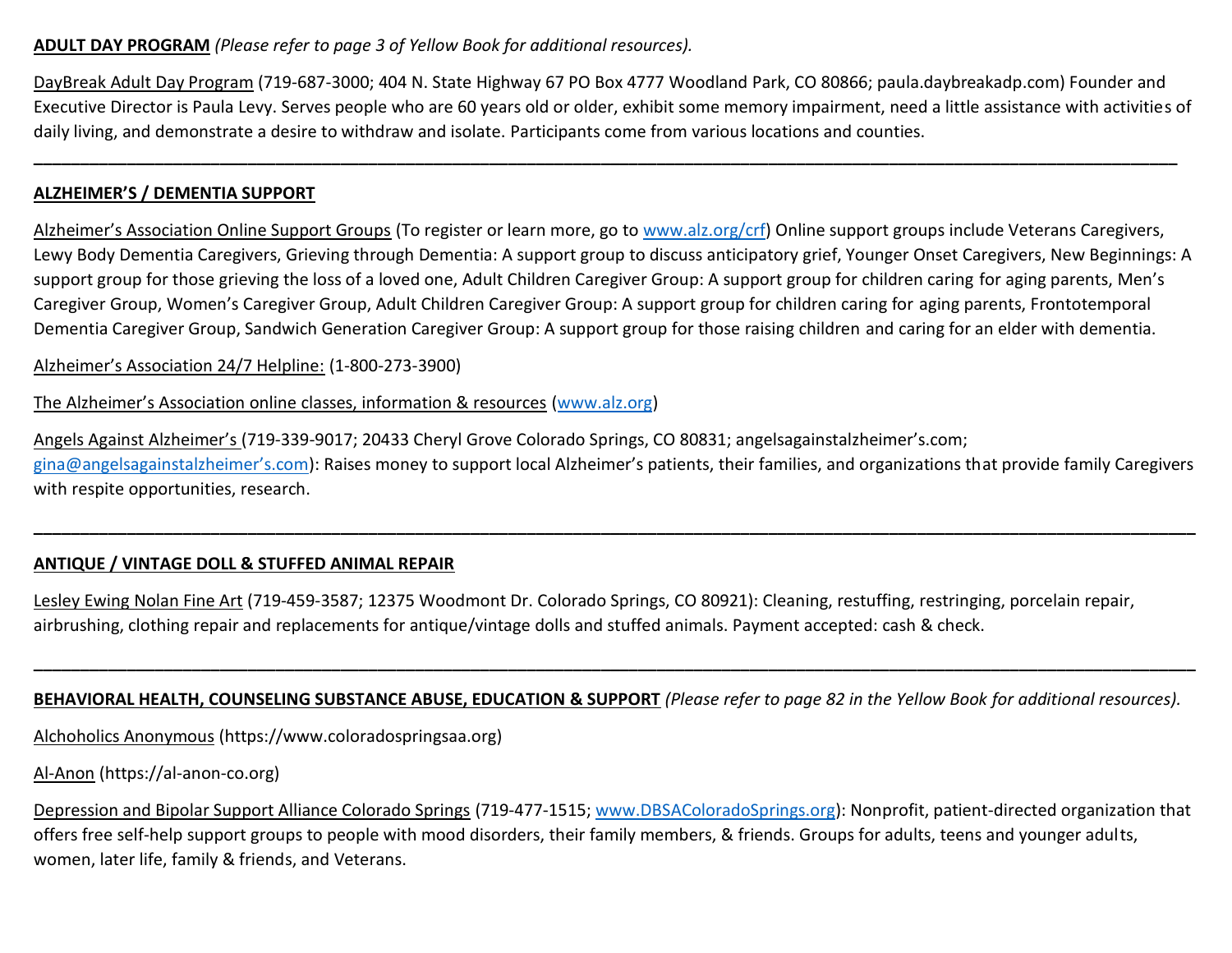**ADULT DAY PROGRAM** *(Please refer to page 3 of Yellow Book for additional resources).*

DayBreak Adult Day Program (719-687-3000; 404 N. State Highway 67 PO Box 4777 Woodland Park, CO 80866; paula.daybreakadp.com) Founder and Executive Director is Paula Levy. Serves people who are 60 years old or older, exhibit some memory impairment, need a little assistance with activities of daily living, and demonstrate a desire to withdraw and isolate. Participants come from various locations and counties.

---

**ALZHEIMER'S / DEMENTIA SUPPORT**

Alzheimer's Association Online Support Groups (To register or learn more, go to www.alz.org/crf) Online support groups include Veterans Caregivers, Lewy Body Dementia Caregivers, Grieving through Dementia: A support group to discuss anticipatory grief, Younger Onset Caregivers, New Beginnings: A support group for those grieving the loss of a loved one, Adult Children Caregiver Group: A support group for children caring for aging parents, Men's Caregiver Group, Women's Caregiver Group, Adult Children Caregiver Group: A support group for children caring for aging parents, Frontotemporal Dementia Caregiver Group, Sandwich Generation Caregiver Group: A support group for those raising children and caring for an elder with dementia.

Alzheimer's Association 24/7 Helpline: (1-800-273-3900)

The Alzheimer's Association online classes, information & resources (www.alz.org)

Angels Against Alzheimer's (719-339-9017; 20433 Cheryl Grove Colorado Springs, CO 80831; angelsagainstalzheimer's.com; gina@angelsagainstalzheimer's.com): Raises money to support local Alzheimer's patients, their families, and organizations that provide family Caregivers with respite opportunities, research.

---

**ANTIQUE / VINTAGE DOLL & STUFFED ANIMAL REPAIR**

Lesley Ewing Nolan Fine Art (719-459-3587; 12375 Woodmont Dr. Colorado Springs, CO 80921): Cleaning, restuffing, restringing, porcelain repair, airbrushing, clothing repair and replacements for antique/vintage dolls and stuffed animals. Payment accepted: cash & check.

---

**BEHAVIORAL HEALTH, COUNSELING SUBSTANCE ABUSE, EDUCATION & SUPPORT** *(Please refer to page 82 in the Yellow Book for additional resources).*

Alchoholics Anonymous (https://www.coloradospringsaa.org)

Al-Anon (https://al-anon-co.org)

Depression and Bipolar Support Alliance Colorado Springs (719-477-1515; www.DBSAColoradoSprings.org): Nonprofit, patient-directed organization that offers free self-help support groups to people with mood disorders, their family members, & friends. Groups for adults, teens and younger adults, women, later life, family & friends, and Veterans.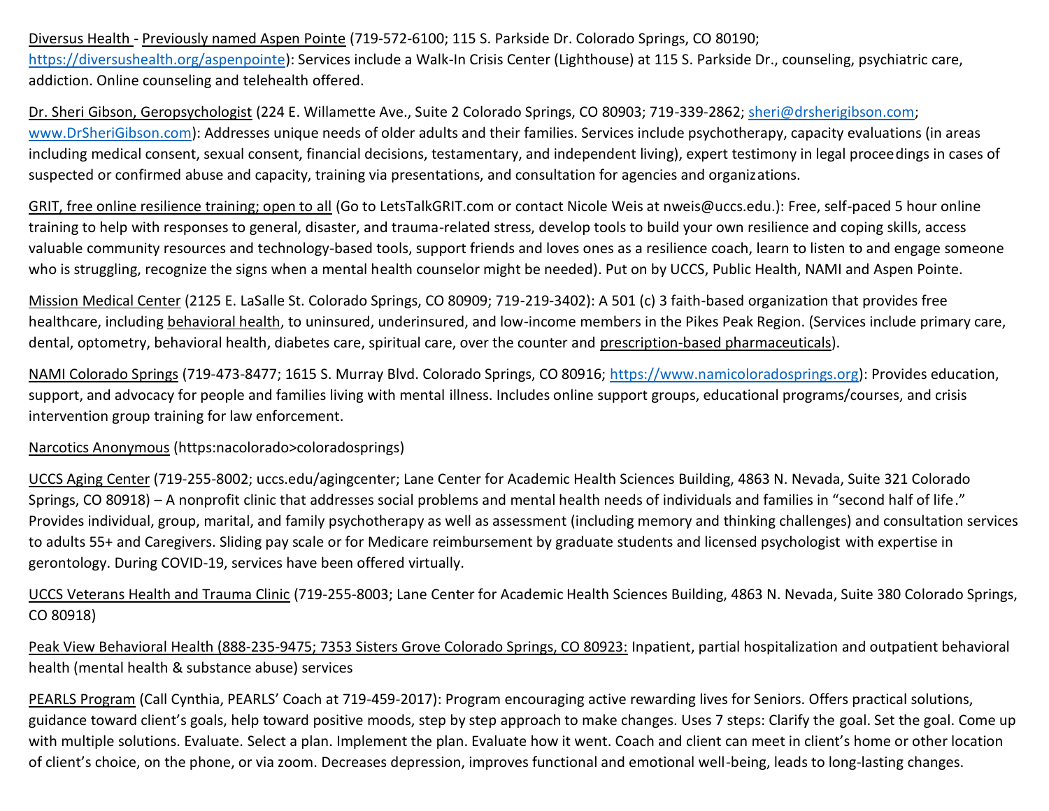Diversus Health - Previously named Aspen Pointe (719-572-6100; 115 S. Parkside Dr. Colorado Springs, CO 80190; https://diversushealth.org/aspenpointe): Services include a Walk-In Crisis Center (Lighthouse) at 115 S. Parkside Dr., counseling, psychiatric care, addiction. Online counseling and telehealth offered.

Dr. Sheri Gibson, Geropsychologist (224 E. Willamette Ave., Suite 2 Colorado Springs, CO 80903; 719-339-2862; sheri@drsherigibson.com; www.DrSheriGibson.com): Addresses unique needs of older adults and their families. Services include psychotherapy, capacity evaluations (in areas including medical consent, sexual consent, financial decisions, testamentary, and independent living), expert testimony in legal proceedings in cases of suspected or confirmed abuse and capacity, training via presentations, and consultation for agencies and organizations.

GRIT, free online resilience training; open to all (Go to LetsTalkGRIT.com or contact Nicole Weis at nweis@uccs.edu.): Free, self-paced 5 hour online training to help with responses to general, disaster, and trauma-related stress, develop tools to build your own resilience and coping skills, access valuable community resources and technology-based tools, support friends and loves ones as a resilience coach, learn to listen to and engage someone who is struggling, recognize the signs when a mental health counselor might be needed). Put on by UCCS, Public Health, NAMI and Aspen Pointe.

Mission Medical Center (2125 E. LaSalle St. Colorado Springs, CO 80909; 719-219-3402): A 501 (c) 3 faith-based organization that provides free healthcare, including behavioral health, to uninsured, underinsured, and low-income members in the Pikes Peak Region. (Services include primary care, dental, optometry, behavioral health, diabetes care, spiritual care, over the counter and prescription-based pharmaceuticals).

NAMI Colorado Springs (719-473-8477; 1615 S. Murray Blvd. Colorado Springs, CO 80916; https://www.namicoloradosprings.org): Provides education, support, and advocacy for people and families living with mental illness. Includes online support groups, educational programs/courses, and crisis intervention group training for law enforcement.

Narcotics Anonymous (https:nacolorado>coloradosprings)

UCCS Aging Center (719-255-8002; uccs.edu/agingcenter; Lane Center for Academic Health Sciences Building, 4863 N. Nevada, Suite 321 Colorado Springs, CO 80918) – A nonprofit clinic that addresses social problems and mental health needs of individuals and families in "second half of life." Provides individual, group, marital, and family psychotherapy as well as assessment (including memory and thinking challenges) and consultation services to adults 55+ and Caregivers. Sliding pay scale or for Medicare reimbursement by graduate students and licensed psychologist with expertise in gerontology. During COVID-19, services have been offered virtually.

UCCS Veterans Health and Trauma Clinic (719-255-8003; Lane Center for Academic Health Sciences Building, 4863 N. Nevada, Suite 380 Colorado Springs, CO 80918)

Peak View Behavioral Health (888-235-9475; 7353 Sisters Grove Colorado Springs, CO 80923: Inpatient, partial hospitalization and outpatient behavioral health (mental health & substance abuse) services

PEARLS Program (Call Cynthia, PEARLS' Coach at 719-459-2017): Program encouraging active rewarding lives for Seniors. Offers practical solutions, guidance toward client's goals, help toward positive moods, step by step approach to make changes. Uses 7 steps: Clarify the goal. Set the goal. Come up with multiple solutions. Evaluate. Select a plan. Implement the plan. Evaluate how it went. Coach and client can meet in client's home or other location of client's choice, on the phone, or via zoom. Decreases depression, improves functional and emotional well-being, leads to long-lasting changes.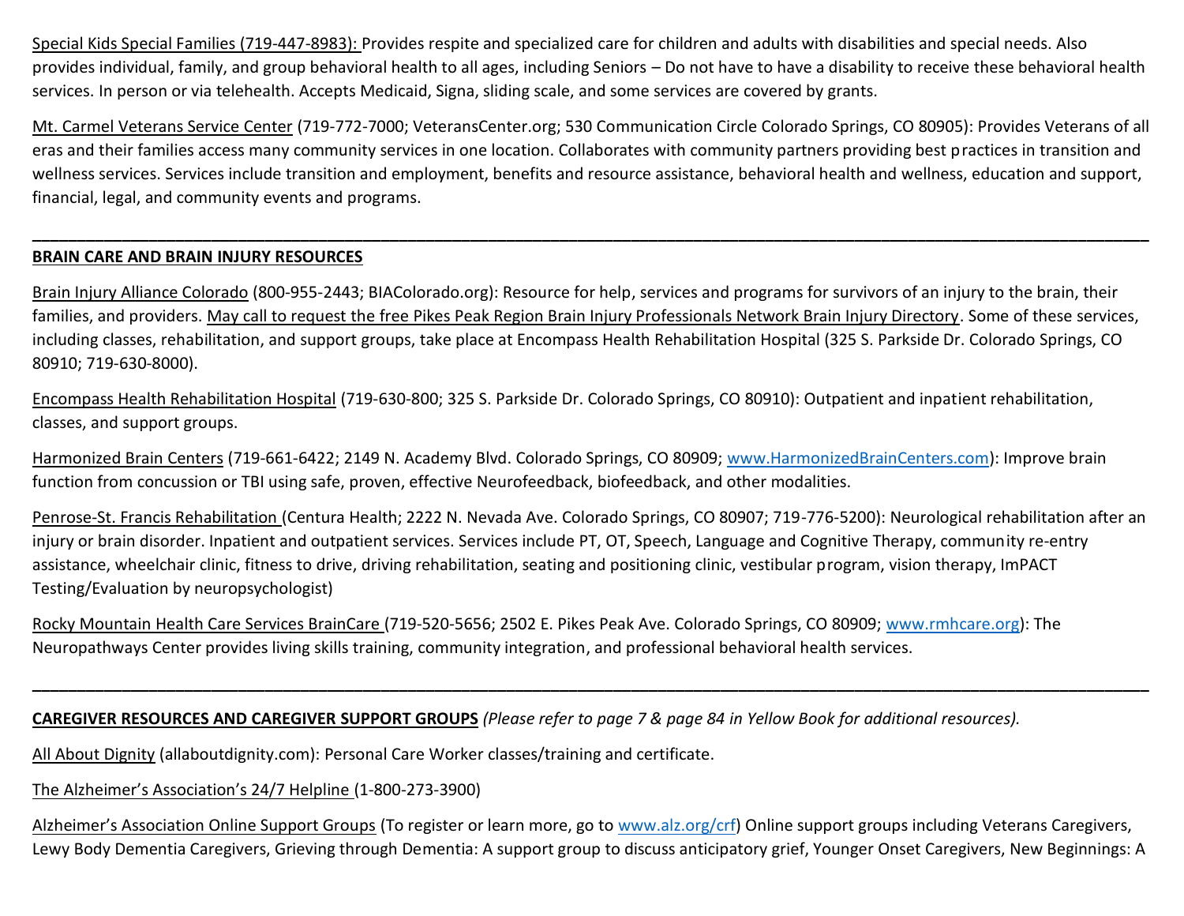Special Kids Special Families (719-447-8983): Provides respite and specialized care for children and adults with disabilities and special needs. Also provides individual, family, and group behavioral health to all ages, including Seniors – Do not have to have a disability to receive these behavioral health services. In person or via telehealth. Accepts Medicaid, Signa, sliding scale, and some services are covered by grants.

Mt. Carmel Veterans Service Center (719-772-7000; VeteransCenter.org; 530 Communication Circle Colorado Springs, CO 80905): Provides Veterans of all eras and their families access many community services in one location. Collaborates with community partners providing best practices in transition and wellness services. Services include transition and employment, benefits and resource assistance, behavioral health and wellness, education and support, financial, legal, and community events and programs.

---

**BRAIN CARE AND BRAIN INJURY RESOURCES**

Brain Injury Alliance Colorado (800-955-2443; BIAColorado.org): Resource for help, services and programs for survivors of an injury to the brain, their families, and providers. May call to request the free Pikes Peak Region Brain Injury Professionals Network Brain Injury Directory. Some of these services, including classes, rehabilitation, and support groups, take place at Encompass Health Rehabilitation Hospital (325 S. Parkside Dr. Colorado Springs, CO 80910; 719-630-8000).

Encompass Health Rehabilitation Hospital (719-630-800; 325 S. Parkside Dr. Colorado Springs, CO 80910): Outpatient and inpatient rehabilitation, classes, and support groups.

Harmonized Brain Centers (719-661-6422; 2149 N. Academy Blvd. Colorado Springs, CO 80909; www.HarmonizedBrainCenters.com): Improve brain function from concussion or TBI using safe, proven, effective Neurofeedback, biofeedback, and other modalities.

Penrose-St. Francis Rehabilitation (Centura Health; 2222 N. Nevada Ave. Colorado Springs, CO 80907; 719-776-5200): Neurological rehabilitation after an injury or brain disorder. Inpatient and outpatient services. Services include PT, OT, Speech, Language and Cognitive Therapy, community re-entry assistance, wheelchair clinic, fitness to drive, driving rehabilitation, seating and positioning clinic, vestibular program, vision therapy, ImPACT Testing/Evaluation by neuropsychologist)

Rocky Mountain Health Care Services BrainCare (719-520-5656; 2502 E. Pikes Peak Ave. Colorado Springs, CO 80909; www.rmhcare.org): The Neuropathways Center provides living skills training, community integration, and professional behavioral health services.

---

**CAREGIVER RESOURCES AND CAREGIVER SUPPORT GROUPS** *(Please refer to page 7 & page 84 in Yellow Book for additional resources).*

All About Dignity (allaboutdignity.com): Personal Care Worker classes/training and certificate.

The Alzheimer's Association's 24/7 Helpline (1-800-273-3900)

Alzheimer's Association Online Support Groups (To register or learn more, go to www.alz.org/crf) Online support groups including Veterans Caregivers, Lewy Body Dementia Caregivers, Grieving through Dementia: A support group to discuss anticipatory grief, Younger Onset Caregivers, New Beginnings: A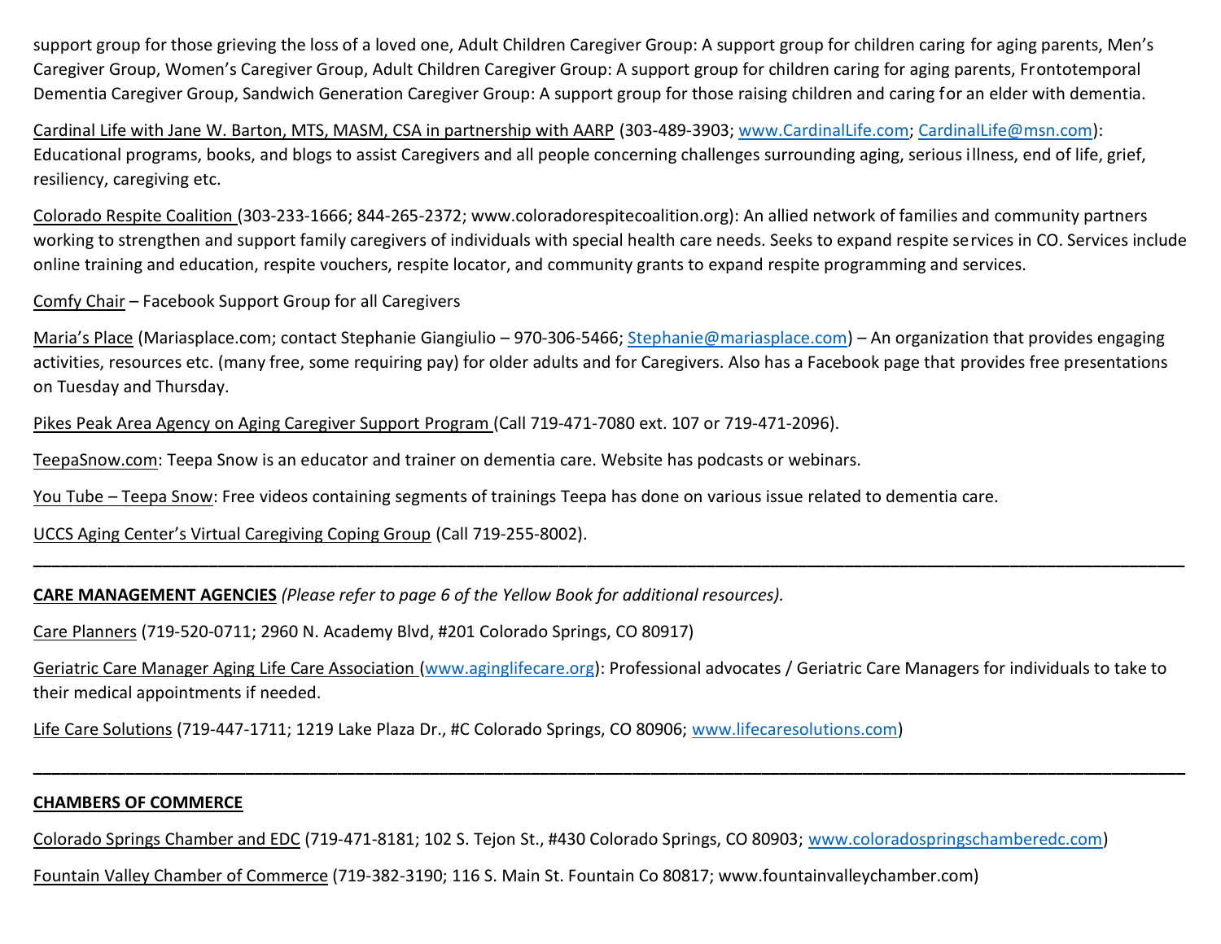support group for those grieving the loss of a loved one, Adult Children Caregiver Group: A support group for children caring for aging parents, Men's Caregiver Group, Women's Caregiver Group, Adult Children Caregiver Group: A support group for children caring for aging parents, Frontotemporal Dementia Caregiver Group, Sandwich Generation Caregiver Group: A support group for those raising children and caring for an elder with dementia.

Cardinal Life with Jane W. Barton, MTS, MASM, CSA in partnership with AARP (303-489-3903; www.CardinalLife.com; CardinalLife@msn.com): Educational programs, books, and blogs to assist Caregivers and all people concerning challenges surrounding aging, serious illness, end of life, grief, resiliency, caregiving etc.

Colorado Respite Coalition (303-233-1666; 844-265-2372; www.coloradorespitecoalition.org): An allied network of families and community partners working to strengthen and support family caregivers of individuals with special health care needs. Seeks to expand respite services in CO. Services include online training and education, respite vouchers, respite locator, and community grants to expand respite programming and services.

Comfy Chair – Facebook Support Group for all Caregivers

Maria's Place (Mariasplace.com; contact Stephanie Giangiulio – 970-306-5466; Stephanie@mariasplace.com) – An organization that provides engaging activities, resources etc. (many free, some requiring pay) for older adults and for Caregivers. Also has a Facebook page that provides free presentations on Tuesday and Thursday.

Pikes Peak Area Agency on Aging Caregiver Support Program (Call 719-471-7080 ext. 107 or 719-471-2096).

TeepaSnow.com: Teepa Snow is an educator and trainer on dementia care. Website has podcasts or webinars.

You Tube – Teepa Snow: Free videos containing segments of trainings Teepa has done on various issue related to dementia care.

UCCS Aging Center's Virtual Caregiving Coping Group (Call 719-255-8002).

---

**CARE MANAGEMENT AGENCIES** *(Please refer to page 6 of the Yellow Book for additional resources).*

Care Planners (719-520-0711; 2960 N. Academy Blvd, #201 Colorado Springs, CO 80917)

Geriatric Care Manager Aging Life Care Association (www.aginglifecare.org): Professional advocates / Geriatric Care Managers for individuals to take to their medical appointments if needed.

Life Care Solutions (719-447-1711; 1219 Lake Plaza Dr., #C Colorado Springs, CO 80906; www.lifecaresolutions.com)

---

**CHAMBERS OF COMMERCE**

Colorado Springs Chamber and EDC (719-471-8181; 102 S. Tejon St., #430 Colorado Springs, CO 80903; www.coloradospringschamberedc.com)

Fountain Valley Chamber of Commerce (719-382-3190; 116 S. Main St. Fountain Co 80817; www.fountainvalleychamber.com)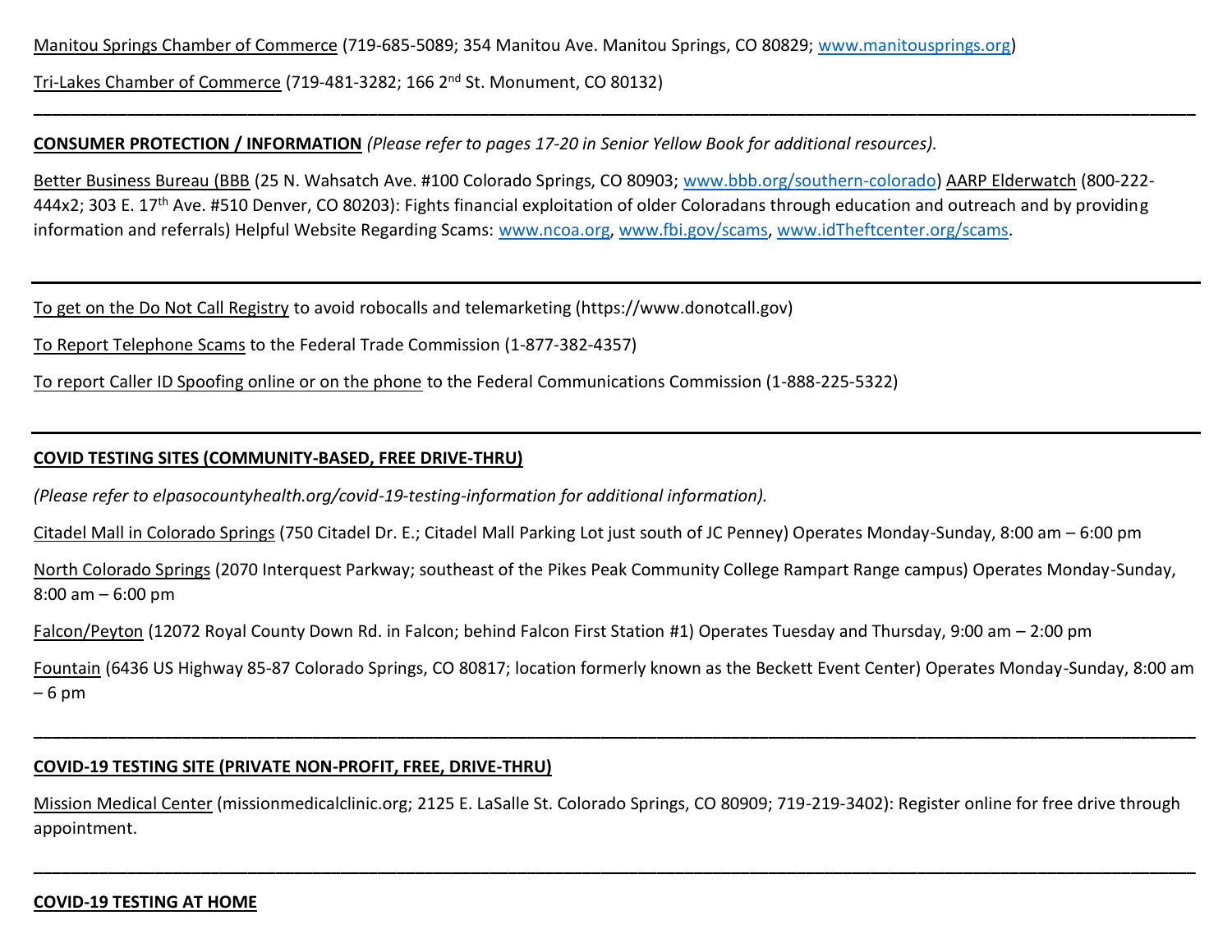Manitou Springs Chamber of Commerce (719-685-5089; 354 Manitou Ave. Manitou Springs, CO 80829; www.manitousprings.org)

Tri-Lakes Chamber of Commerce (719-481-3282; 166 2nd St. Monument, CO 80132)

---

**CONSUMER PROTECTION / INFORMATION** *(Please refer to pages 17-20 in Senior Yellow Book for additional resources).*

Better Business Bureau (BBB (25 N. Wahsatch Ave. #100 Colorado Springs, CO 80903; www.bbb.org/southern-colorado) AARP Elderwatch (800-222-444x2; 303 E. 17th Ave. #510 Denver, CO 80203): Fights financial exploitation of older Coloradans through education and outreach and by providing information and referrals) Helpful Website Regarding Scams: www.ncoa.org, www.fbi.gov/scams, www.idTheftcenter.org/scams.

---

To get on the Do Not Call Registry to avoid robocalls and telemarketing (https://www.donotcall.gov)

To Report Telephone Scams to the Federal Trade Commission (1-877-382-4357)

To report Caller ID Spoofing online or on the phone to the Federal Communications Commission (1-888-225-5322)

---

**COVID TESTING SITES (COMMUNITY-BASED, FREE DRIVE-THRU)**

*(Please refer to elpasocountyhealth.org/covid-19-testing-information for additional information).*

Citadel Mall in Colorado Springs (750 Citadel Dr. E.; Citadel Mall Parking Lot just south of JC Penney) Operates Monday-Sunday, 8:00 am – 6:00 pm

North Colorado Springs (2070 Interquest Parkway; southeast of the Pikes Peak Community College Rampart Range campus) Operates Monday-Sunday, 8:00 am – 6:00 pm

Falcon/Peyton (12072 Royal County Down Rd. in Falcon; behind Falcon First Station #1) Operates Tuesday and Thursday, 9:00 am – 2:00 pm

Fountain (6436 US Highway 85-87 Colorado Springs, CO 80817; location formerly known as the Beckett Event Center) Operates Monday-Sunday, 8:00 am – 6 pm

---

**COVID-19 TESTING SITE (PRIVATE NON-PROFIT, FREE, DRIVE-THRU)**

Mission Medical Center (missionmedicalclinic.org; 2125 E. LaSalle St. Colorado Springs, CO 80909; 719-219-3402): Register online for free drive through appointment.

---

**COVID-19 TESTING AT HOME**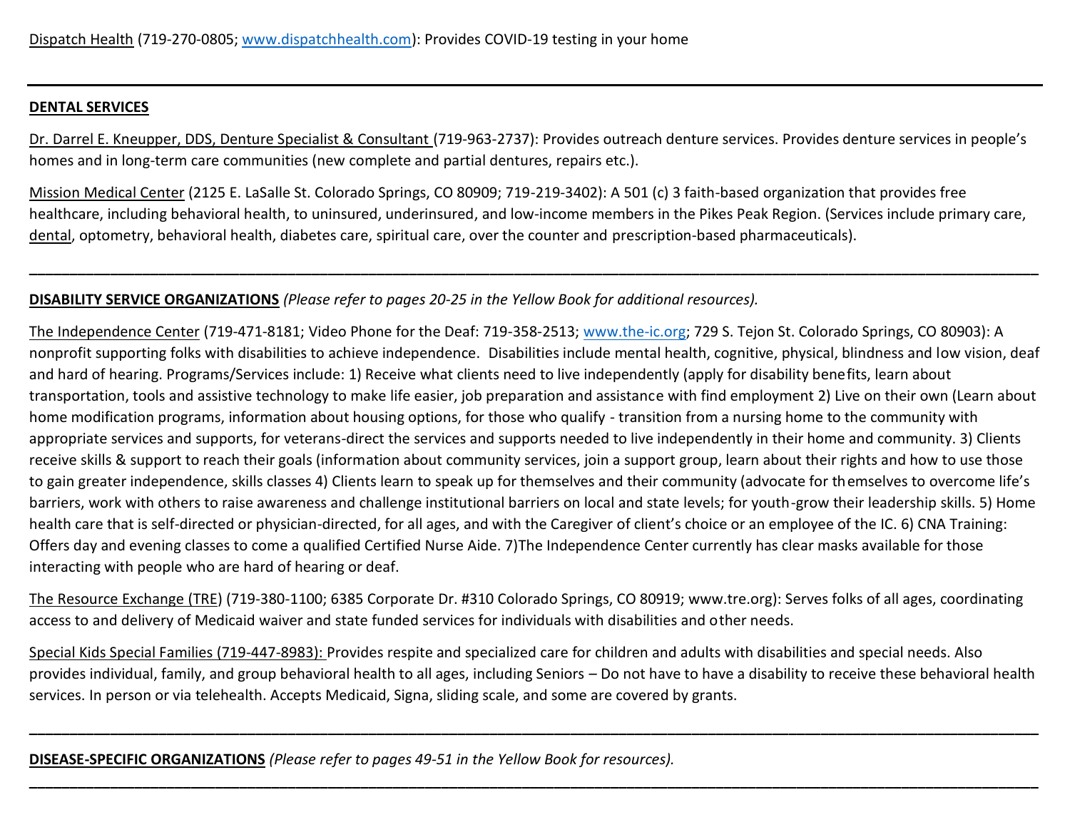Dispatch Health (719-270-0805; www.dispatchhealth.com): Provides COVID-19 testing in your home

---

**DENTAL SERVICES**

Dr. Darrel E. Kneupper, DDS, Denture Specialist & Consultant (719-963-2737): Provides outreach denture services. Provides denture services in people's homes and in long-term care communities (new complete and partial dentures, repairs etc.).

Mission Medical Center (2125 E. LaSalle St. Colorado Springs, CO 80909; 719-219-3402): A 501 (c) 3 faith-based organization that provides free healthcare, including behavioral health, to uninsured, underinsured, and low-income members in the Pikes Peak Region. (Services include primary care, dental, optometry, behavioral health, diabetes care, spiritual care, over the counter and prescription-based pharmaceuticals).

---

**DISABILITY SERVICE ORGANIZATIONS** *(Please refer to pages 20-25 in the Yellow Book for additional resources).*

The Independence Center (719-471-8181; Video Phone for the Deaf: 719-358-2513; www.the-ic.org; 729 S. Tejon St. Colorado Springs, CO 80903): A nonprofit supporting folks with disabilities to achieve independence. Disabilities include mental health, cognitive, physical, blindness and low vision, deaf and hard of hearing. Programs/Services include: 1) Receive what clients need to live independently (apply for disability benefits, learn about transportation, tools and assistive technology to make life easier, job preparation and assistance with find employment 2) Live on their own (Learn about home modification programs, information about housing options, for those who qualify - transition from a nursing home to the community with appropriate services and supports, for veterans-direct the services and supports needed to live independently in their home and community. 3) Clients receive skills & support to reach their goals (information about community services, join a support group, learn about their rights and how to use those to gain greater independence, skills classes 4) Clients learn to speak up for themselves and their community (advocate for themselves to overcome life's barriers, work with others to raise awareness and challenge institutional barriers on local and state levels; for youth-grow their leadership skills. 5) Home health care that is self-directed or physician-directed, for all ages, and with the Caregiver of client's choice or an employee of the IC. 6) CNA Training: Offers day and evening classes to come a qualified Certified Nurse Aide. 7)The Independence Center currently has clear masks available for those interacting with people who are hard of hearing or deaf.

The Resource Exchange (TRE) (719-380-1100; 6385 Corporate Dr. #310 Colorado Springs, CO 80919; www.tre.org): Serves folks of all ages, coordinating access to and delivery of Medicaid waiver and state funded services for individuals with disabilities and other needs.

Special Kids Special Families (719-447-8983): Provides respite and specialized care for children and adults with disabilities and special needs. Also provides individual, family, and group behavioral health to all ages, including Seniors – Do not have to have a disability to receive these behavioral health services. In person or via telehealth. Accepts Medicaid, Signa, sliding scale, and some are covered by grants.

---

**DISEASE-SPECIFIC ORGANIZATIONS** *(Please refer to pages 49-51 in the Yellow Book for resources).*

---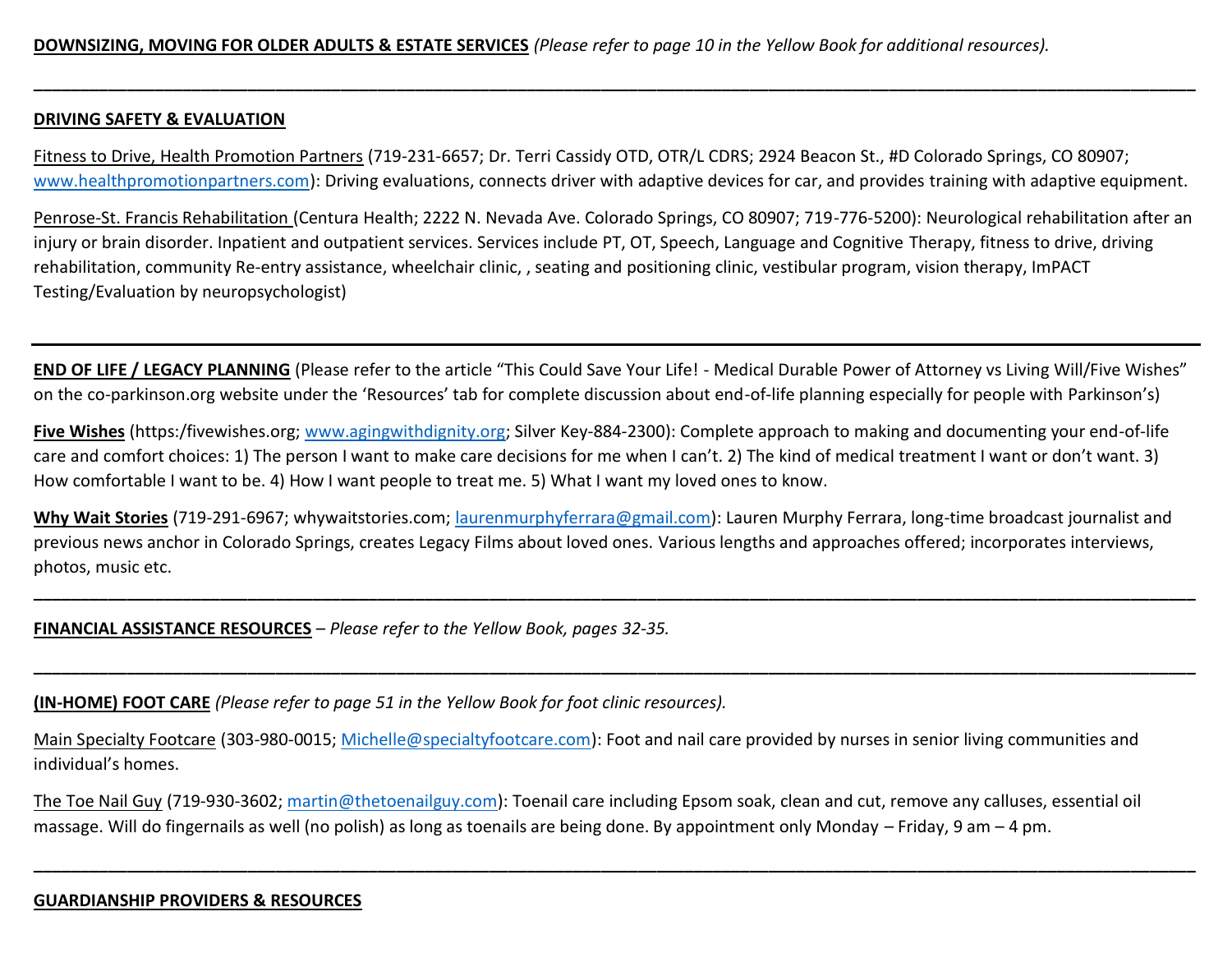**DOWNSIZING, MOVING FOR OLDER ADULTS & ESTATE SERVICES** *(Please refer to page 10 in the Yellow Book for additional resources).*

---

**DRIVING SAFETY & EVALUATION**

Fitness to Drive, Health Promotion Partners (719-231-6657; Dr. Terri Cassidy OTD, OTR/L CDRS; 2924 Beacon St., #D Colorado Springs, CO 80907; www.healthpromotionpartners.com): Driving evaluations, connects driver with adaptive devices for car, and provides training with adaptive equipment.

Penrose-St. Francis Rehabilitation (Centura Health; 2222 N. Nevada Ave. Colorado Springs, CO 80907; 719-776-5200): Neurological rehabilitation after an injury or brain disorder. Inpatient and outpatient services. Services include PT, OT, Speech, Language and Cognitive Therapy, fitness to drive, driving rehabilitation, community Re-entry assistance, wheelchair clinic, , seating and positioning clinic, vestibular program, vision therapy, ImPACT Testing/Evaluation by neuropsychologist)

---

**END OF LIFE / LEGACY PLANNING** (Please refer to the article "This Could Save Your Life! - Medical Durable Power of Attorney vs Living Will/Five Wishes" on the co-parkinson.org website under the 'Resources' tab for complete discussion about end-of-life planning especially for people with Parkinson's)

**Five Wishes** (https:/fivewishes.org; www.agingwithdignity.org; Silver Key-884-2300): Complete approach to making and documenting your end-of-life care and comfort choices: 1) The person I want to make care decisions for me when I can't. 2) The kind of medical treatment I want or don't want. 3) How comfortable I want to be. 4) How I want people to treat me. 5) What I want my loved ones to know.

**Why Wait Stories** (719-291-6967; whywaitstories.com; laurenmurphyferrara@gmail.com): Lauren Murphy Ferrara, long-time broadcast journalist and previous news anchor in Colorado Springs, creates Legacy Films about loved ones. Various lengths and approaches offered; incorporates interviews, photos, music etc.

---

**FINANCIAL ASSISTANCE RESOURCES** – *Please refer to the Yellow Book, pages 32-35.*

---

**(IN-HOME) FOOT CARE** *(Please refer to page 51 in the Yellow Book for foot clinic resources).*

Main Specialty Footcare (303-980-0015; Michelle@specialtyfootcare.com): Foot and nail care provided by nurses in senior living communities and individual's homes.

The Toe Nail Guy (719-930-3602; martin@thetoenailguy.com): Toenail care including Epsom soak, clean and cut, remove any calluses, essential oil massage. Will do fingernails as well (no polish) as long as toenails are being done. By appointment only Monday – Friday, 9 am – 4 pm.

---

**GUARDIANSHIP PROVIDERS & RESOURCES**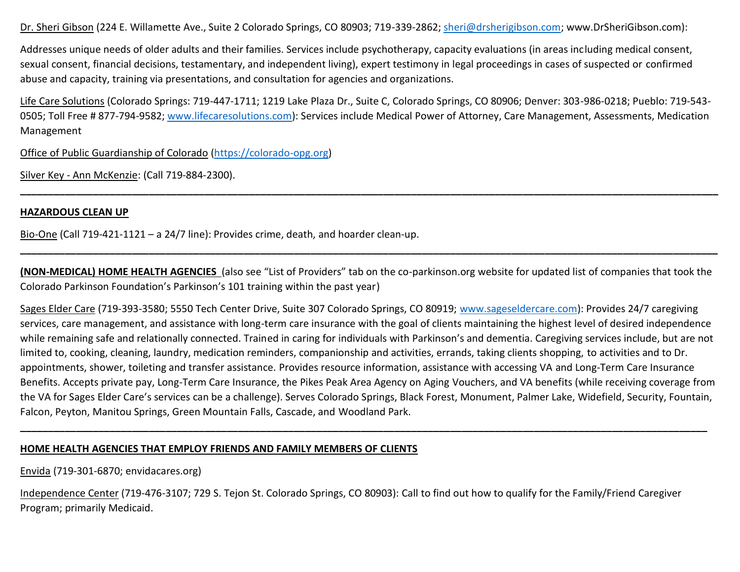Dr. Sheri Gibson (224 E. Willamette Ave., Suite 2 Colorado Springs, CO 80903; 719-339-2862; sheri@drsherigibson.com; www.DrSheriGibson.com):

Addresses unique needs of older adults and their families. Services include psychotherapy, capacity evaluations (in areas including medical consent, sexual consent, financial decisions, testamentary, and independent living), expert testimony in legal proceedings in cases of suspected or confirmed abuse and capacity, training via presentations, and consultation for agencies and organizations.

Life Care Solutions (Colorado Springs: 719-447-1711; 1219 Lake Plaza Dr., Suite C, Colorado Springs, CO 80906; Denver: 303-986-0218; Pueblo: 719-543-0505; Toll Free # 877-794-9582; www.lifecaresolutions.com): Services include Medical Power of Attorney, Care Management, Assessments, Medication Management

Office of Public Guardianship of Colorado (https://colorado-opg.org)

Silver Key - Ann McKenzie: (Call 719-884-2300).

---

**HAZARDOUS CLEAN UP**

Bio-One (Call 719-421-1121 – a 24/7 line): Provides crime, death, and hoarder clean-up.

---

**(NON-MEDICAL) HOME HEALTH AGENCIES** (also see "List of Providers" tab on the co-parkinson.org website for updated list of companies that took the Colorado Parkinson Foundation's Parkinson's 101 training within the past year)

Sages Elder Care (719-393-3580; 5550 Tech Center Drive, Suite 307 Colorado Springs, CO 80919; www.sageseldercare.com): Provides 24/7 caregiving services, care management, and assistance with long-term care insurance with the goal of clients maintaining the highest level of desired independence while remaining safe and relationally connected. Trained in caring for individuals with Parkinson's and dementia. Caregiving services include, but are not limited to, cooking, cleaning, laundry, medication reminders, companionship and activities, errands, taking clients shopping, to activities and to Dr. appointments, shower, toileting and transfer assistance. Provides resource information, assistance with accessing VA and Long-Term Care Insurance Benefits. Accepts private pay, Long-Term Care Insurance, the Pikes Peak Area Agency on Aging Vouchers, and VA benefits (while receiving coverage from the VA for Sages Elder Care's services can be a challenge). Serves Colorado Springs, Black Forest, Monument, Palmer Lake, Widefield, Security, Fountain, Falcon, Peyton, Manitou Springs, Green Mountain Falls, Cascade, and Woodland Park.

---

**HOME HEALTH AGENCIES THAT EMPLOY FRIENDS AND FAMILY MEMBERS OF CLIENTS**

Envida (719-301-6870; envidacares.org)

Independence Center (719-476-3107; 729 S. Tejon St. Colorado Springs, CO 80903): Call to find out how to qualify for the Family/Friend Caregiver Program; primarily Medicaid.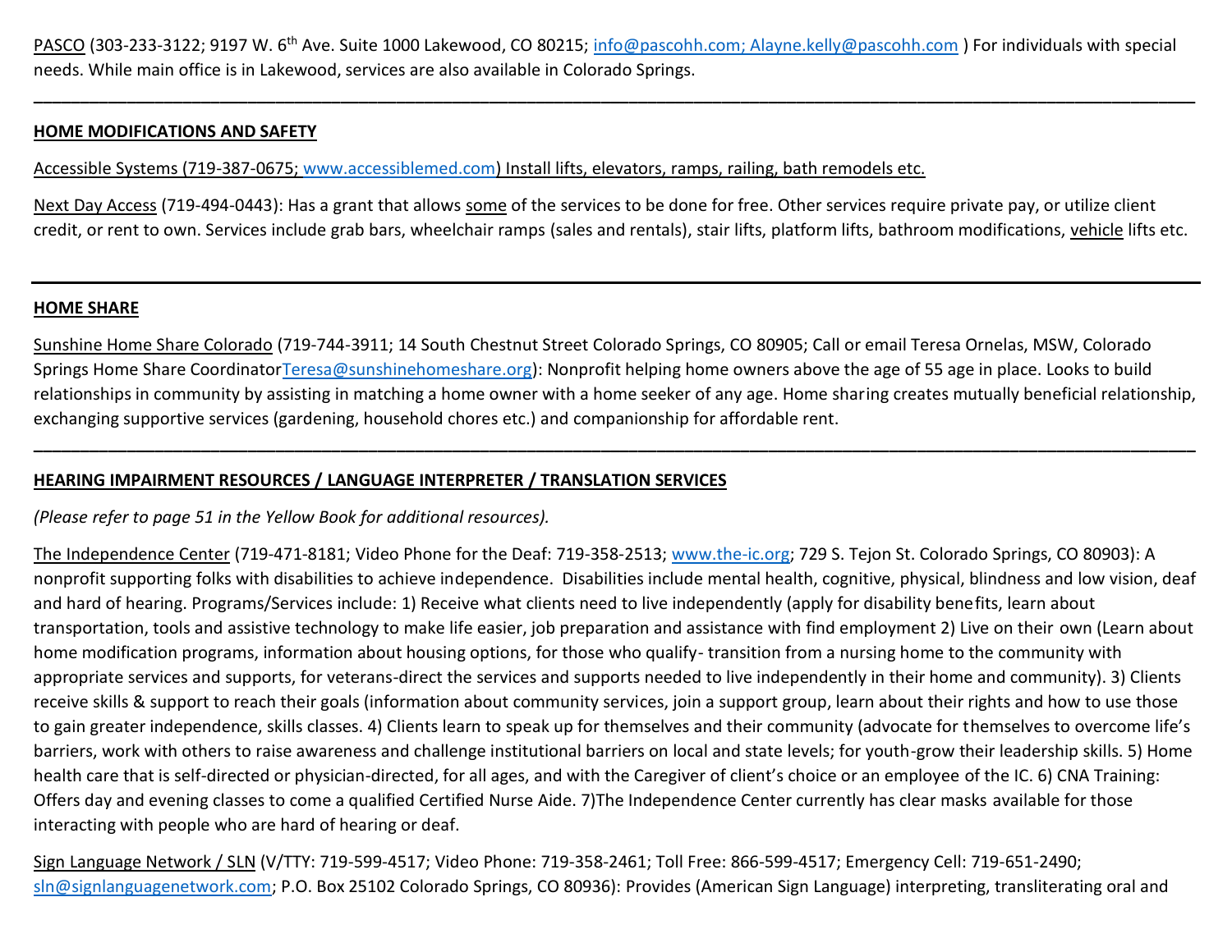PASCO (303-233-3122; 9197 W. 6th Ave. Suite 1000 Lakewood, CO 80215; info@pascohh.com; Alayne.kelly@pascohh.com ) For individuals with special needs. While main office is in Lakewood, services are also available in Colorado Springs.

---

## HOME MODIFICATIONS AND SAFETY

Accessible Systems (719-387-0675; www.accessiblemed.com) Install lifts, elevators, ramps, railing, bath remodels etc.

Next Day Access (719-494-0443): Has a grant that allows some of the services to be done for free. Other services require private pay, or utilize client credit, or rent to own. Services include grab bars, wheelchair ramps (sales and rentals), stair lifts, platform lifts, bathroom modifications, vehicle lifts etc.

---

## HOME SHARE

Sunshine Home Share Colorado (719-744-3911; 14 South Chestnut Street Colorado Springs, CO 80905; Call or email Teresa Ornelas, MSW, Colorado Springs Home Share CoordinatorTeresa@sunshinehomeshare.org): Nonprofit helping home owners above the age of 55 age in place. Looks to build relationships in community by assisting in matching a home owner with a home seeker of any age. Home sharing creates mutually beneficial relationship, exchanging supportive services (gardening, household chores etc.) and companionship for affordable rent.

---

## HEARING IMPAIRMENT RESOURCES / LANGUAGE INTERPRETER / TRANSLATION SERVICES

*(Please refer to page 51 in the Yellow Book for additional resources).*

The Independence Center (719-471-8181; Video Phone for the Deaf: 719-358-2513; www.the-ic.org; 729 S. Tejon St. Colorado Springs, CO 80903): A nonprofit supporting folks with disabilities to achieve independence. Disabilities include mental health, cognitive, physical, blindness and low vision, deaf and hard of hearing. Programs/Services include: 1) Receive what clients need to live independently (apply for disability benefits, learn about transportation, tools and assistive technology to make life easier, job preparation and assistance with find employment 2) Live on their own (Learn about home modification programs, information about housing options, for those who qualify- transition from a nursing home to the community with appropriate services and supports, for veterans-direct the services and supports needed to live independently in their home and community). 3) Clients receive skills & support to reach their goals (information about community services, join a support group, learn about their rights and how to use those to gain greater independence, skills classes. 4) Clients learn to speak up for themselves and their community (advocate for themselves to overcome life's barriers, work with others to raise awareness and challenge institutional barriers on local and state levels; for youth-grow their leadership skills. 5) Home health care that is self-directed or physician-directed, for all ages, and with the Caregiver of client's choice or an employee of the IC. 6) CNA Training: Offers day and evening classes to come a qualified Certified Nurse Aide. 7)The Independence Center currently has clear masks available for those interacting with people who are hard of hearing or deaf.

Sign Language Network / SLN (V/TTY: 719-599-4517; Video Phone: 719-358-2461; Toll Free: 866-599-4517; Emergency Cell: 719-651-2490; sln@signlanguagenetwork.com; P.O. Box 25102 Colorado Springs, CO 80936): Provides (American Sign Language) interpreting, transliterating oral and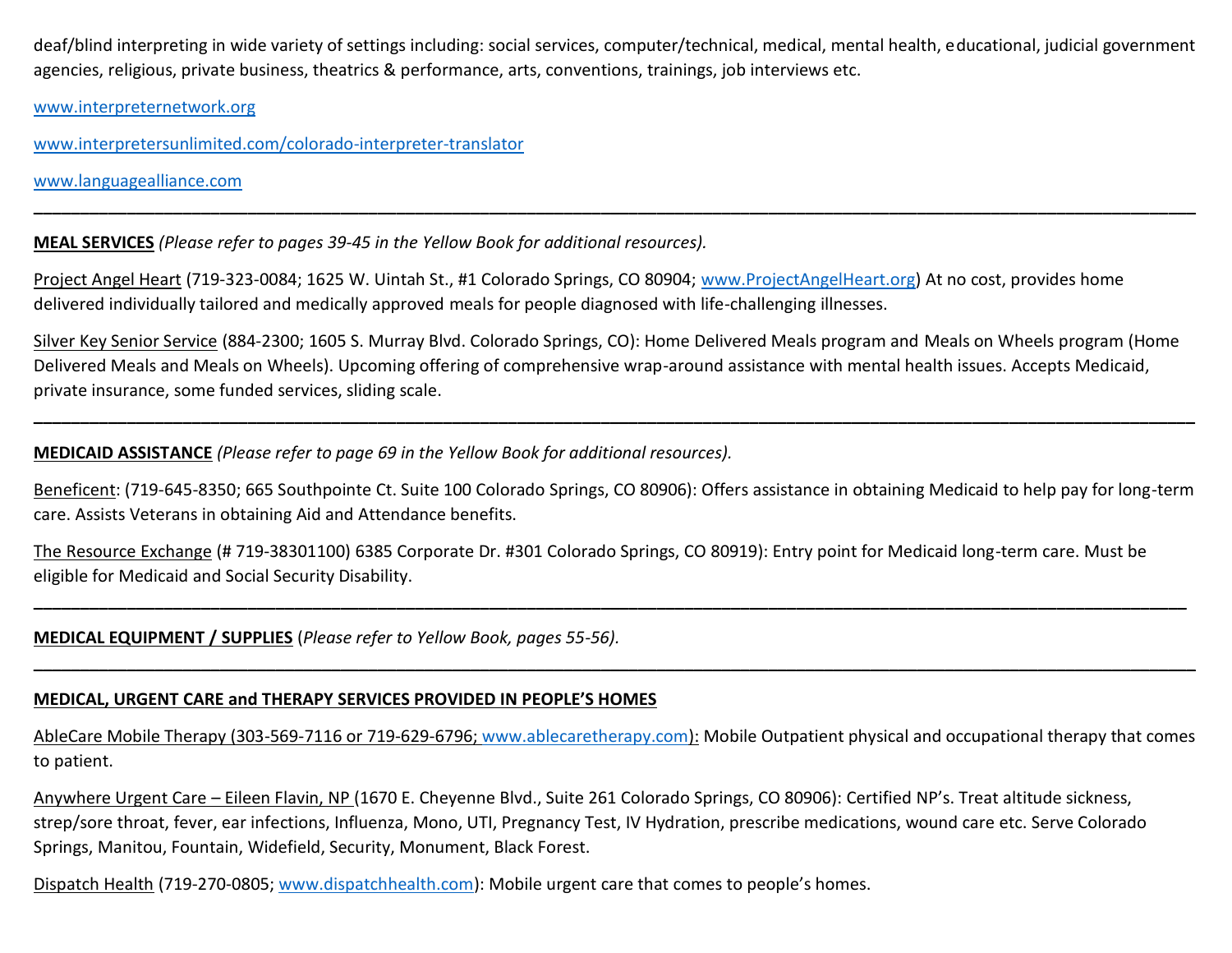deaf/blind interpreting in wide variety of settings including: social services, computer/technical, medical, mental health, educational, judicial government agencies, religious, private business, theatrics & performance, arts, conventions, trainings, job interviews etc.

www.interpreternetwork.org

www.interpretersunlimited.com/colorado-interpreter-translator

www.languagealliance.com

---

**MEAL SERVICES** *(Please refer to pages 39-45 in the Yellow Book for additional resources).*

Project Angel Heart (719-323-0084; 1625 W. Uintah St., #1 Colorado Springs, CO 80904; www.ProjectAngelHeart.org) At no cost, provides home delivered individually tailored and medically approved meals for people diagnosed with life-challenging illnesses.

Silver Key Senior Service (884-2300; 1605 S. Murray Blvd. Colorado Springs, CO): Home Delivered Meals program and Meals on Wheels program (Home Delivered Meals and Meals on Wheels). Upcoming offering of comprehensive wrap-around assistance with mental health issues. Accepts Medicaid, private insurance, some funded services, sliding scale.

---

**MEDICAID ASSISTANCE** *(Please refer to page 69 in the Yellow Book for additional resources).*

Beneficent: (719-645-8350; 665 Southpointe Ct. Suite 100 Colorado Springs, CO 80906): Offers assistance in obtaining Medicaid to help pay for long-term care. Assists Veterans in obtaining Aid and Attendance benefits.

The Resource Exchange (# 719-38301100) 6385 Corporate Dr. #301 Colorado Springs, CO 80919): Entry point for Medicaid long-term care. Must be eligible for Medicaid and Social Security Disability.

---

**MEDICAL EQUIPMENT / SUPPLIES** (*Please refer to Yellow Book, pages 55-56).*

---

**MEDICAL, URGENT CARE and THERAPY SERVICES PROVIDED IN PEOPLE'S HOMES**

AbleCare Mobile Therapy (303-569-7116 or 719-629-6796; www.ablecaretherapy.com): Mobile Outpatient physical and occupational therapy that comes to patient.

Anywhere Urgent Care – Eileen Flavin, NP (1670 E. Cheyenne Blvd., Suite 261 Colorado Springs, CO 80906): Certified NP's. Treat altitude sickness, strep/sore throat, fever, ear infections, Influenza, Mono, UTI, Pregnancy Test, IV Hydration, prescribe medications, wound care etc. Serve Colorado Springs, Manitou, Fountain, Widefield, Security, Monument, Black Forest.

Dispatch Health (719-270-0805; www.dispatchhealth.com): Mobile urgent care that comes to people's homes.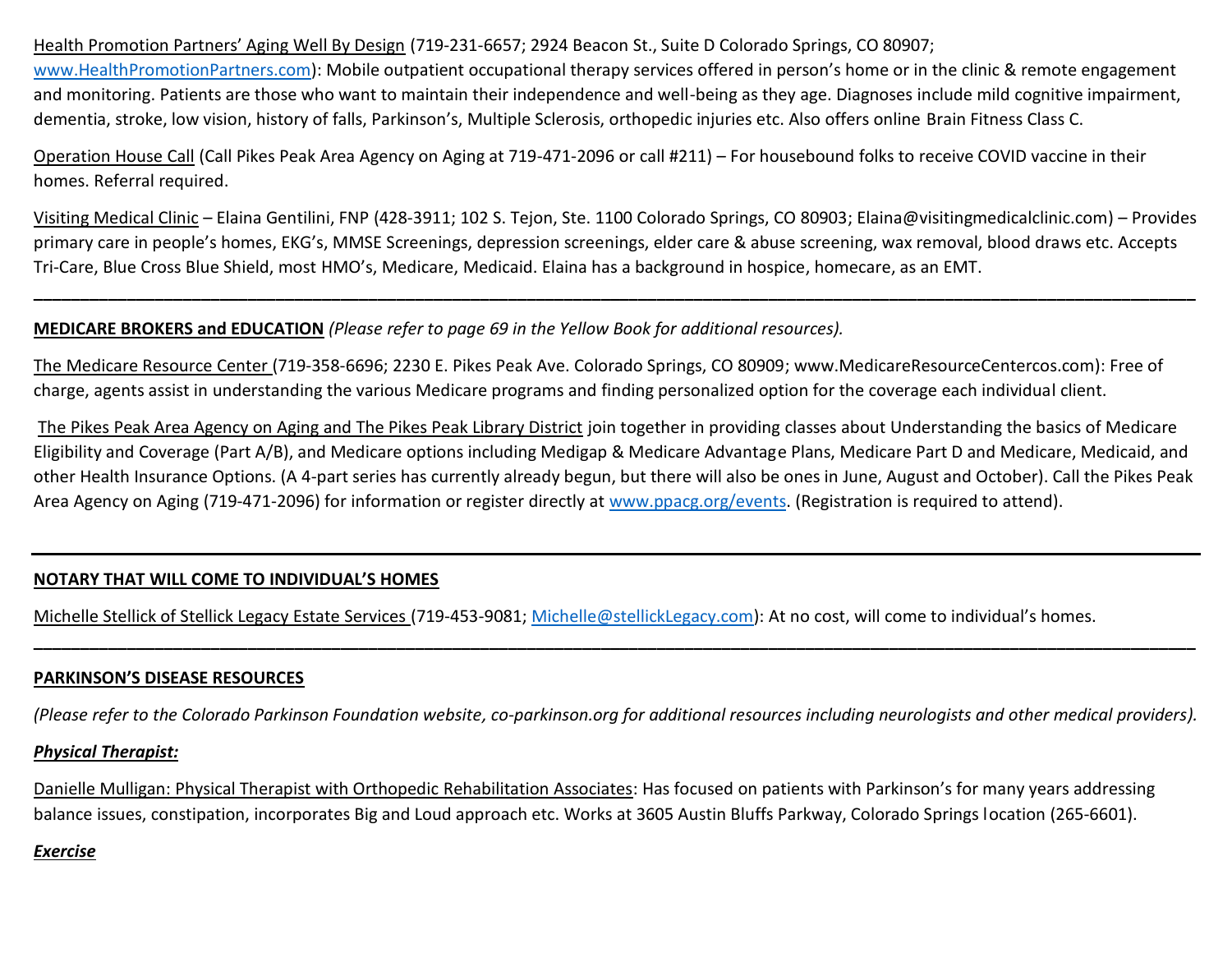Health Promotion Partners' Aging Well By Design (719-231-6657; 2924 Beacon St., Suite D Colorado Springs, CO 80907; www.HealthPromotionPartners.com): Mobile outpatient occupational therapy services offered in person's home or in the clinic & remote engagement and monitoring. Patients are those who want to maintain their independence and well-being as they age. Diagnoses include mild cognitive impairment, dementia, stroke, low vision, history of falls, Parkinson's, Multiple Sclerosis, orthopedic injuries etc. Also offers online Brain Fitness Class C.

Operation House Call (Call Pikes Peak Area Agency on Aging at 719-471-2096 or call #211) – For housebound folks to receive COVID vaccine in their homes. Referral required.

Visiting Medical Clinic – Elaina Gentilini, FNP (428-3911; 102 S. Tejon, Ste. 1100 Colorado Springs, CO 80903; Elaina@visitingmedicalclinic.com) – Provides primary care in people's homes, EKG's, MMSE Screenings, depression screenings, elder care & abuse screening, wax removal, blood draws etc. Accepts Tri-Care, Blue Cross Blue Shield, most HMO's, Medicare, Medicaid. Elaina has a background in hospice, homecare, as an EMT.

---

**MEDICARE BROKERS and EDUCATION** *(Please refer to page 69 in the Yellow Book for additional resources).*

The Medicare Resource Center (719-358-6696; 2230 E. Pikes Peak Ave. Colorado Springs, CO 80909; www.MedicareResourceCentercos.com): Free of charge, agents assist in understanding the various Medicare programs and finding personalized option for the coverage each individual client.

The Pikes Peak Area Agency on Aging and The Pikes Peak Library District join together in providing classes about Understanding the basics of Medicare Eligibility and Coverage (Part A/B), and Medicare options including Medigap & Medicare Advantage Plans, Medicare Part D and Medicare, Medicaid, and other Health Insurance Options. (A 4-part series has currently already begun, but there will also be ones in June, August and October). Call the Pikes Peak Area Agency on Aging (719-471-2096) for information or register directly at www.ppacg.org/events. (Registration is required to attend).

---

**NOTARY THAT WILL COME TO INDIVIDUAL'S HOMES**

Michelle Stellick of Stellick Legacy Estate Services (719-453-9081; Michelle@stellickLegacy.com): At no cost, will come to individual's homes.

---

**PARKINSON'S DISEASE RESOURCES**

*(Please refer to the Colorado Parkinson Foundation website, co-parkinson.org for additional resources including neurologists and other medical providers).*

***Physical Therapist:***

Danielle Mulligan: Physical Therapist with Orthopedic Rehabilitation Associates: Has focused on patients with Parkinson's for many years addressing balance issues, constipation, incorporates Big and Loud approach etc. Works at 3605 Austin Bluffs Parkway, Colorado Springs location (265-6601).

***Exercise***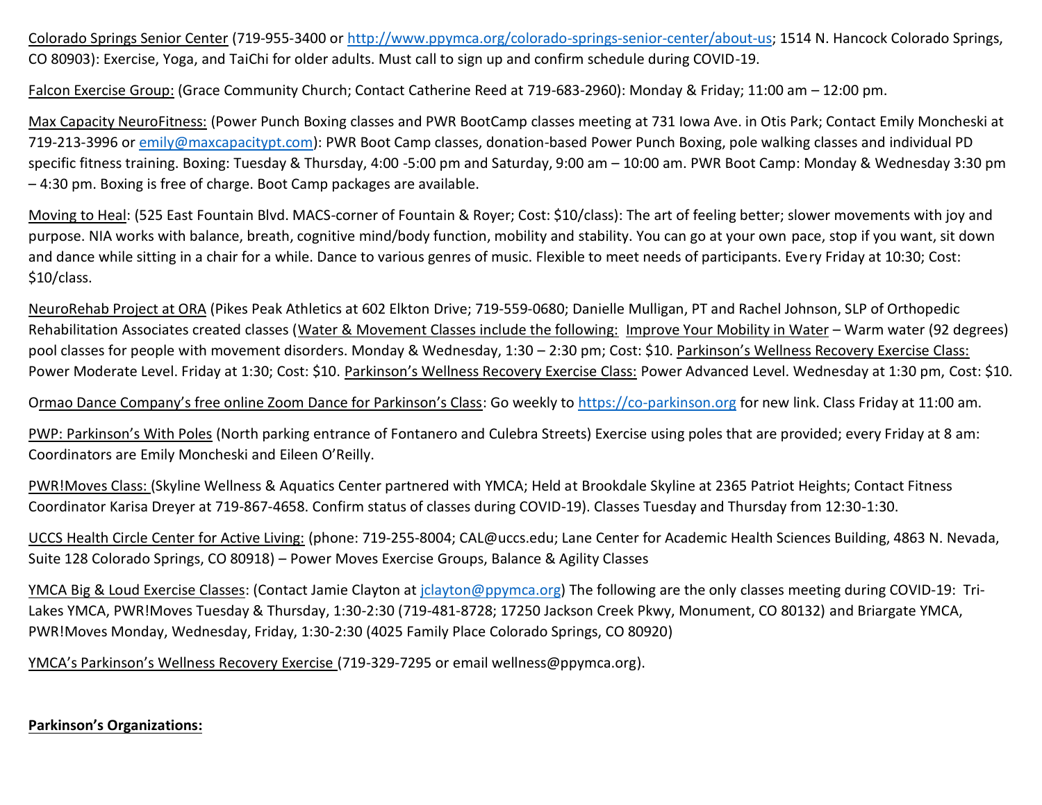<u>Colorado Springs Senior Center</u> (719-955-3400 or http://www.ppymca.org/colorado-springs-senior-center/about-us; 1514 N. Hancock Colorado Springs, CO 80903): Exercise, Yoga, and TaiChi for older adults. Must call to sign up and confirm schedule during COVID-19.

<u>Falcon Exercise Group:</u> (Grace Community Church; Contact Catherine Reed at 719-683-2960): Monday & Friday; 11:00 am – 12:00 pm.

<u>Max Capacity NeuroFitness:</u> (Power Punch Boxing classes and PWR BootCamp classes meeting at 731 Iowa Ave. in Otis Park; Contact Emily Moncheski at 719-213-3996 or emily@maxcapacitypt.com): PWR Boot Camp classes, donation-based Power Punch Boxing, pole walking classes and individual PD specific fitness training. Boxing: Tuesday & Thursday, 4:00 -5:00 pm and Saturday, 9:00 am – 10:00 am. PWR Boot Camp: Monday & Wednesday 3:30 pm – 4:30 pm. Boxing is free of charge. Boot Camp packages are available.

<u>Moving to Heal</u>: (525 East Fountain Blvd. MACS-corner of Fountain & Royer; Cost: $10/class): The art of feeling better; slower movements with joy and purpose. NIA works with balance, breath, cognitive mind/body function, mobility and stability. You can go at your own pace, stop if you want, sit down and dance while sitting in a chair for a while. Dance to various genres of music. Flexible to meet needs of participants. Every Friday at 10:30; Cost: $10/class.

<u>NeuroRehab Project at ORA</u> (Pikes Peak Athletics at 602 Elkton Drive; 719-559-0680; Danielle Mulligan, PT and Rachel Johnson, SLP of Orthopedic Rehabilitation Associates created classes (<u>Water & Movement Classes include the following:</u> <u>Improve Your Mobility in Water</u> – Warm water (92 degrees) pool classes for people with movement disorders. Monday & Wednesday, 1:30 – 2:30 pm; Cost: $10. <u>Parkinson's Wellness Recovery Exercise Class:</u> Power Moderate Level. Friday at 1:30; Cost: $10. <u>Parkinson's Wellness Recovery Exercise Class:</u> Power Advanced Level. Wednesday at 1:30 pm, Cost: $10.

<u>Ormao Dance Company's free online Zoom Dance for Parkinson's Class</u>: Go weekly to https://co-parkinson.org for new link. Class Friday at 11:00 am.

<u>PWP: Parkinson's With Poles</u> (North parking entrance of Fontanero and Culebra Streets) Exercise using poles that are provided; every Friday at 8 am: Coordinators are Emily Moncheski and Eileen O'Reilly.

<u>PWR!Moves Class:</u> (Skyline Wellness & Aquatics Center partnered with YMCA; Held at Brookdale Skyline at 2365 Patriot Heights; Contact Fitness Coordinator Karisa Dreyer at 719-867-4658. Confirm status of classes during COVID-19). Classes Tuesday and Thursday from 12:30-1:30.

<u>UCCS Health Circle Center for Active Living:</u> (phone: 719-255-8004; CAL@uccs.edu; Lane Center for Academic Health Sciences Building, 4863 N. Nevada, Suite 128 Colorado Springs, CO 80918) – Power Moves Exercise Groups, Balance & Agility Classes

<u>YMCA Big & Loud Exercise Classes</u>: (Contact Jamie Clayton at jclayton@ppymca.org) The following are the only classes meeting during COVID-19: Tri-Lakes YMCA, PWR!Moves Tuesday & Thursday, 1:30-2:30 (719-481-8728; 17250 Jackson Creek Pkwy, Monument, CO 80132) and Briargate YMCA, PWR!Moves Monday, Wednesday, Friday, 1:30-2:30 (4025 Family Place Colorado Springs, CO 80920)

<u>YMCA's Parkinson's Wellness Recovery Exercise</u> (719-329-7295 or email wellness@ppymca.org).

**<u>Parkinson's Organizations:</u>**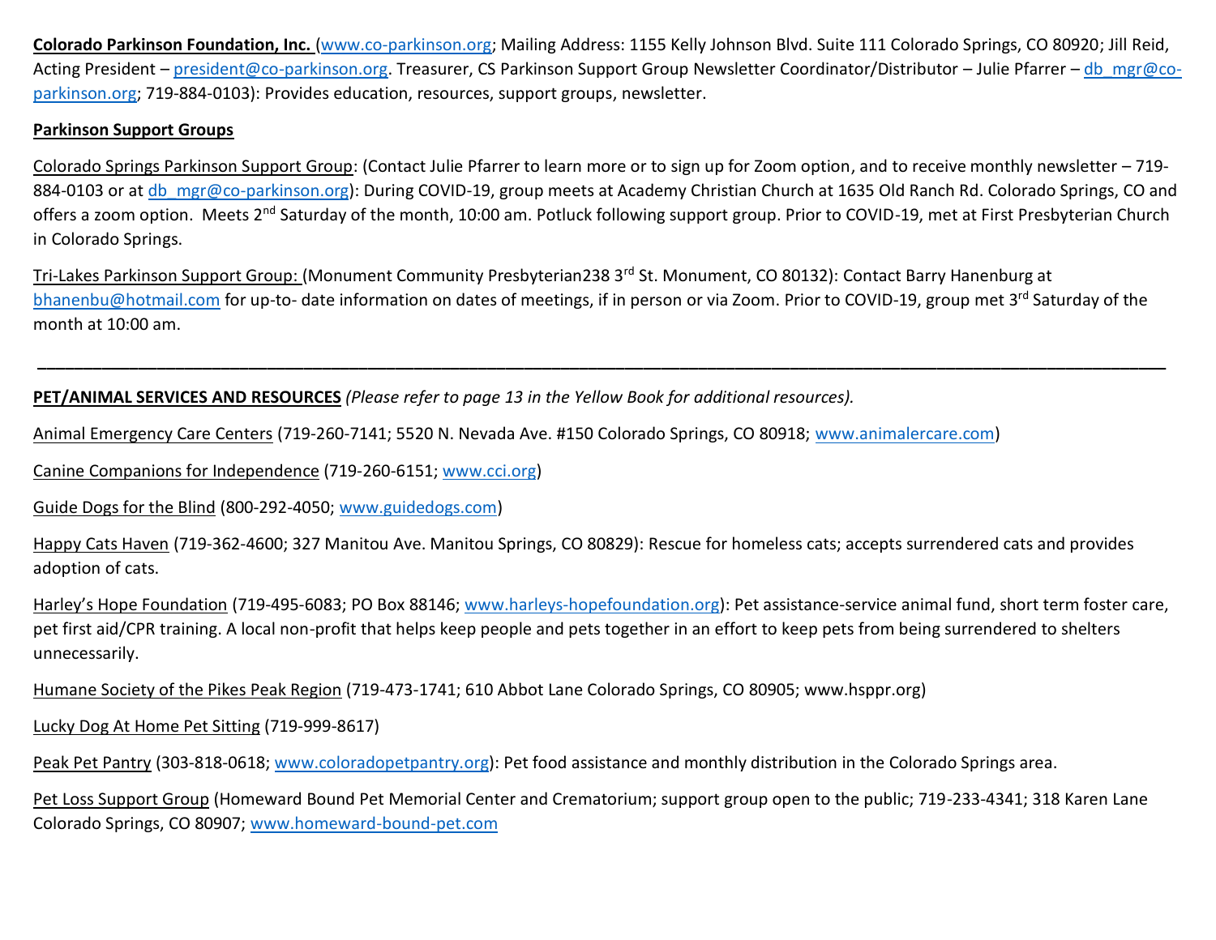**Colorado Parkinson Foundation, Inc.** (www.co-parkinson.org; Mailing Address: 1155 Kelly Johnson Blvd. Suite 111 Colorado Springs, CO 80920; Jill Reid, Acting President – president@co-parkinson.org. Treasurer, CS Parkinson Support Group Newsletter Coordinator/Distributor – Julie Pfarrer – db_mgr@co-parkinson.org; 719-884-0103): Provides education, resources, support groups, newsletter.

**Parkinson Support Groups**

Colorado Springs Parkinson Support Group: (Contact Julie Pfarrer to learn more or to sign up for Zoom option, and to receive monthly newsletter – 719-884-0103 or at db_mgr@co-parkinson.org): During COVID-19, group meets at Academy Christian Church at 1635 Old Ranch Rd. Colorado Springs, CO and offers a zoom option. Meets 2nd Saturday of the month, 10:00 am. Potluck following support group. Prior to COVID-19, met at First Presbyterian Church in Colorado Springs.

Tri-Lakes Parkinson Support Group: (Monument Community Presbyterian238 3rd St. Monument, CO 80132): Contact Barry Hanenburg at bhanenbu@hotmail.com for up-to- date information on dates of meetings, if in person or via Zoom. Prior to COVID-19, group met 3rd Saturday of the month at 10:00 am.

---

**PET/ANIMAL SERVICES AND RESOURCES** *(Please refer to page 13 in the Yellow Book for additional resources).*

Animal Emergency Care Centers (719-260-7141; 5520 N. Nevada Ave. #150 Colorado Springs, CO 80918; www.animalercare.com)

Canine Companions for Independence (719-260-6151; www.cci.org)

Guide Dogs for the Blind (800-292-4050; www.guidedogs.com)

Happy Cats Haven (719-362-4600; 327 Manitou Ave. Manitou Springs, CO 80829): Rescue for homeless cats; accepts surrendered cats and provides adoption of cats.

Harley's Hope Foundation (719-495-6083; PO Box 88146; www.harleys-hopefoundation.org): Pet assistance-service animal fund, short term foster care, pet first aid/CPR training. A local non-profit that helps keep people and pets together in an effort to keep pets from being surrendered to shelters unnecessarily.

Humane Society of the Pikes Peak Region (719-473-1741; 610 Abbot Lane Colorado Springs, CO 80905; www.hsppr.org)

Lucky Dog At Home Pet Sitting (719-999-8617)

Peak Pet Pantry (303-818-0618; www.coloradopetpantry.org): Pet food assistance and monthly distribution in the Colorado Springs area.

Pet Loss Support Group (Homeward Bound Pet Memorial Center and Crematorium; support group open to the public; 719-233-4341; 318 Karen Lane Colorado Springs, CO 80907; www.homeward-bound-pet.com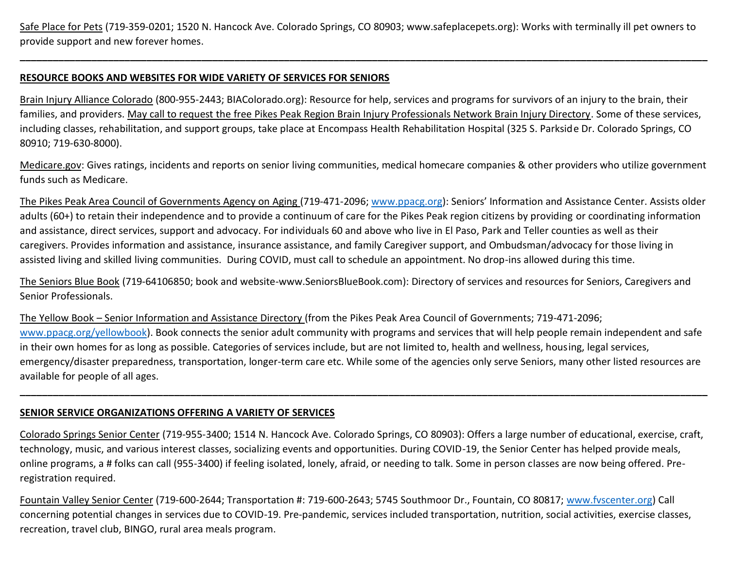Safe Place for Pets (719-359-0201; 1520 N. Hancock Ave. Colorado Springs, CO 80903; www.safeplacepets.org): Works with terminally ill pet owners to provide support and new forever homes.

---

**RESOURCE BOOKS AND WEBSITES FOR WIDE VARIETY OF SERVICES FOR SENIORS**

Brain Injury Alliance Colorado (800-955-2443; BIAColorado.org): Resource for help, services and programs for survivors of an injury to the brain, their families, and providers. May call to request the free Pikes Peak Region Brain Injury Professionals Network Brain Injury Directory. Some of these services, including classes, rehabilitation, and support groups, take place at Encompass Health Rehabilitation Hospital (325 S. Parkside Dr. Colorado Springs, CO 80910; 719-630-8000).

Medicare.gov: Gives ratings, incidents and reports on senior living communities, medical homecare companies & other providers who utilize government funds such as Medicare.

The Pikes Peak Area Council of Governments Agency on Aging (719-471-2096; www.ppacg.org): Seniors' Information and Assistance Center. Assists older adults (60+) to retain their independence and to provide a continuum of care for the Pikes Peak region citizens by providing or coordinating information and assistance, direct services, support and advocacy. For individuals 60 and above who live in El Paso, Park and Teller counties as well as their caregivers. Provides information and assistance, insurance assistance, and family Caregiver support, and Ombudsman/advocacy for those living in assisted living and skilled living communities. During COVID, must call to schedule an appointment. No drop-ins allowed during this time.

The Seniors Blue Book (719-64106850; book and website-www.SeniorsBlueBook.com): Directory of services and resources for Seniors, Caregivers and Senior Professionals.

The Yellow Book – Senior Information and Assistance Directory (from the Pikes Peak Area Council of Governments; 719-471-2096; www.ppacg.org/yellowbook). Book connects the senior adult community with programs and services that will help people remain independent and safe in their own homes for as long as possible. Categories of services include, but are not limited to, health and wellness, housing, legal services, emergency/disaster preparedness, transportation, longer-term care etc. While some of the agencies only serve Seniors, many other listed resources are available for people of all ages.

---

**SENIOR SERVICE ORGANIZATIONS OFFERING A VARIETY OF SERVICES**

Colorado Springs Senior Center (719-955-3400; 1514 N. Hancock Ave. Colorado Springs, CO 80903): Offers a large number of educational, exercise, craft, technology, music, and various interest classes, socializing events and opportunities. During COVID-19, the Senior Center has helped provide meals, online programs, a # folks can call (955-3400) if feeling isolated, lonely, afraid, or needing to talk. Some in person classes are now being offered. Pre-registration required.

Fountain Valley Senior Center (719-600-2644; Transportation #: 719-600-2643; 5745 Southmoor Dr., Fountain, CO 80817; www.fvscenter.org) Call concerning potential changes in services due to COVID-19. Pre-pandemic, services included transportation, nutrition, social activities, exercise classes, recreation, travel club, BINGO, rural area meals program.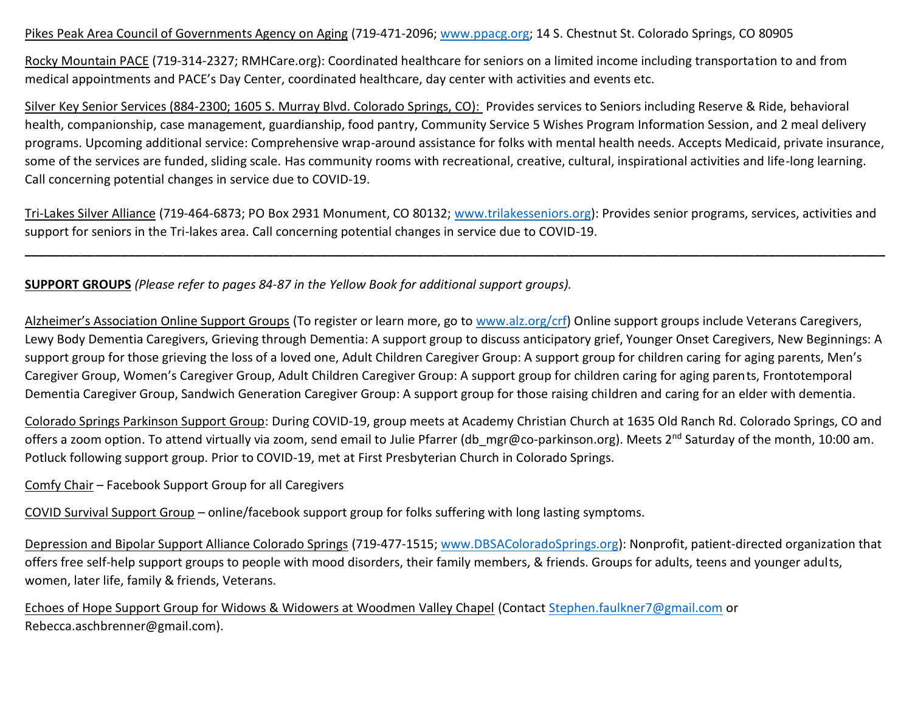Pikes Peak Area Council of Governments Agency on Aging (719-471-2096; www.ppacg.org; 14 S. Chestnut St. Colorado Springs, CO 80905

Rocky Mountain PACE (719-314-2327; RMHCare.org): Coordinated healthcare for seniors on a limited income including transportation to and from medical appointments and PACE's Day Center, coordinated healthcare, day center with activities and events etc.

Silver Key Senior Services (884-2300; 1605 S. Murray Blvd. Colorado Springs, CO): Provides services to Seniors including Reserve & Ride, behavioral health, companionship, case management, guardianship, food pantry, Community Service 5 Wishes Program Information Session, and 2 meal delivery programs. Upcoming additional service: Comprehensive wrap-around assistance for folks with mental health needs. Accepts Medicaid, private insurance, some of the services are funded, sliding scale. Has community rooms with recreational, creative, cultural, inspirational activities and life-long learning. Call concerning potential changes in service due to COVID-19.

Tri-Lakes Silver Alliance (719-464-6873; PO Box 2931 Monument, CO 80132; www.trilakesseniors.org): Provides senior programs, services, activities and support for seniors in the Tri-lakes area. Call concerning potential changes in service due to COVID-19.

---

**SUPPORT GROUPS** *(Please refer to pages 84-87 in the Yellow Book for additional support groups).*

Alzheimer's Association Online Support Groups (To register or learn more, go to www.alz.org/crf) Online support groups include Veterans Caregivers, Lewy Body Dementia Caregivers, Grieving through Dementia: A support group to discuss anticipatory grief, Younger Onset Caregivers, New Beginnings: A support group for those grieving the loss of a loved one, Adult Children Caregiver Group: A support group for children caring for aging parents, Men's Caregiver Group, Women's Caregiver Group, Adult Children Caregiver Group: A support group for children caring for aging parents, Frontotemporal Dementia Caregiver Group, Sandwich Generation Caregiver Group: A support group for those raising children and caring for an elder with dementia.

Colorado Springs Parkinson Support Group: During COVID-19, group meets at Academy Christian Church at 1635 Old Ranch Rd. Colorado Springs, CO and offers a zoom option. To attend virtually via zoom, send email to Julie Pfarrer (db_mgr@co-parkinson.org). Meets 2nd Saturday of the month, 10:00 am. Potluck following support group. Prior to COVID-19, met at First Presbyterian Church in Colorado Springs.

Comfy Chair – Facebook Support Group for all Caregivers

COVID Survival Support Group – online/facebook support group for folks suffering with long lasting symptoms.

Depression and Bipolar Support Alliance Colorado Springs (719-477-1515; www.DBSAColoradoSprings.org): Nonprofit, patient-directed organization that offers free self-help support groups to people with mood disorders, their family members, & friends. Groups for adults, teens and younger adults, women, later life, family & friends, Veterans.

Echoes of Hope Support Group for Widows & Widowers at Woodmen Valley Chapel (Contact Stephen.faulkner7@gmail.com or Rebecca.aschbrenner@gmail.com).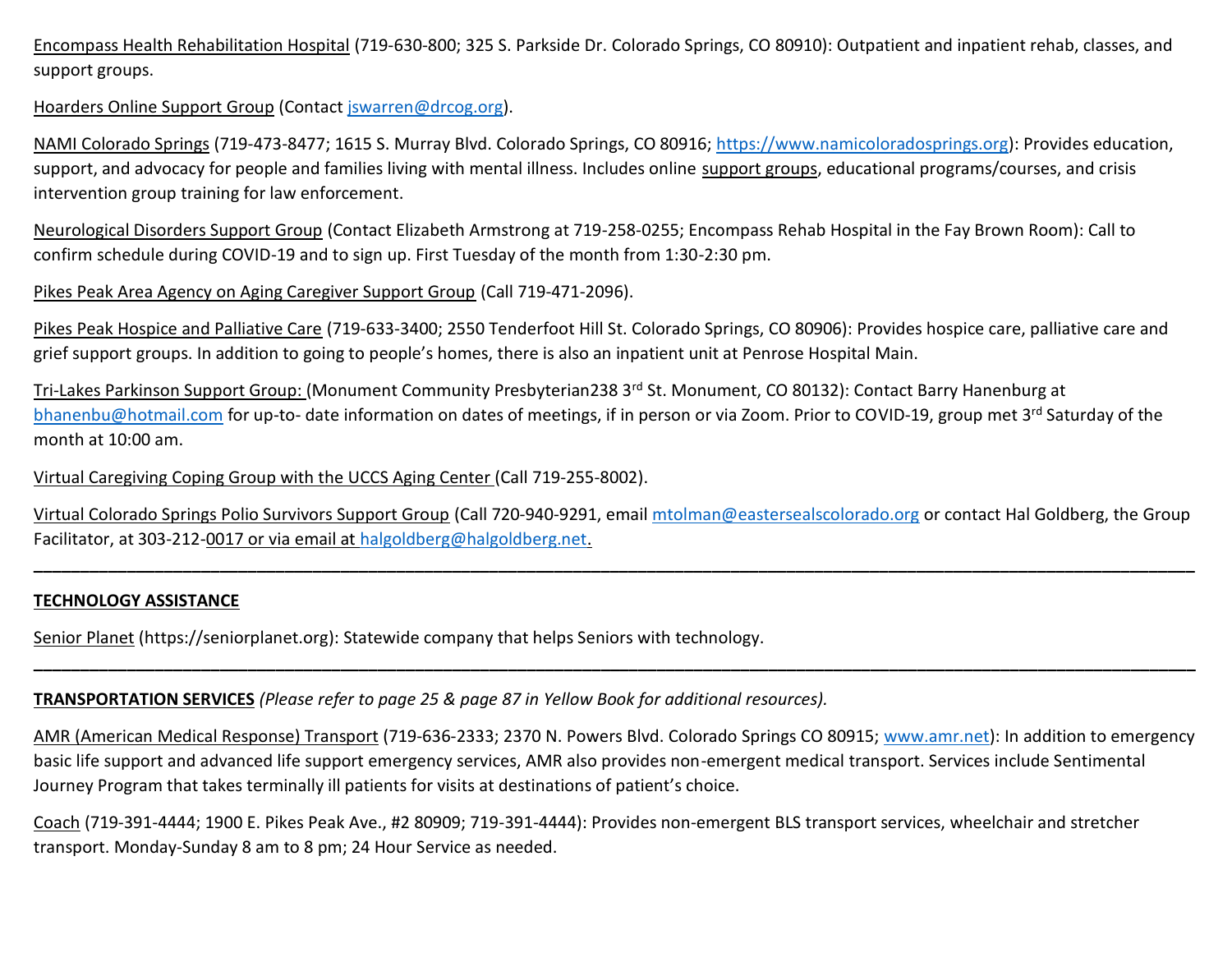Encompass Health Rehabilitation Hospital (719-630-800; 325 S. Parkside Dr. Colorado Springs, CO 80910): Outpatient and inpatient rehab, classes, and support groups.

Hoarders Online Support Group (Contact jswarren@drcog.org).

NAMI Colorado Springs (719-473-8477; 1615 S. Murray Blvd. Colorado Springs, CO 80916; https://www.namicoloradosprings.org): Provides education, support, and advocacy for people and families living with mental illness. Includes online support groups, educational programs/courses, and crisis intervention group training for law enforcement.

Neurological Disorders Support Group (Contact Elizabeth Armstrong at 719-258-0255; Encompass Rehab Hospital in the Fay Brown Room): Call to confirm schedule during COVID-19 and to sign up. First Tuesday of the month from 1:30-2:30 pm.

Pikes Peak Area Agency on Aging Caregiver Support Group (Call 719-471-2096).

Pikes Peak Hospice and Palliative Care (719-633-3400; 2550 Tenderfoot Hill St. Colorado Springs, CO 80906): Provides hospice care, palliative care and grief support groups. In addition to going to people's homes, there is also an inpatient unit at Penrose Hospital Main.

Tri-Lakes Parkinson Support Group: (Monument Community Presbyterian238 3rd St. Monument, CO 80132): Contact Barry Hanenburg at bhanenbu@hotmail.com for up-to- date information on dates of meetings, if in person or via Zoom. Prior to COVID-19, group met 3rd Saturday of the month at 10:00 am.

Virtual Caregiving Coping Group with the UCCS Aging Center (Call 719-255-8002).

Virtual Colorado Springs Polio Survivors Support Group (Call 720-940-9291, email mtolman@eastersealscolorado.org or contact Hal Goldberg, the Group Facilitator, at 303-212-0017 or via email at halgoldberg@halgoldberg.net.

---

**TECHNOLOGY ASSISTANCE**

Senior Planet (https://seniorplanet.org): Statewide company that helps Seniors with technology.

---

**TRANSPORTATION SERVICES** *(Please refer to page 25 & page 87 in Yellow Book for additional resources).*

AMR (American Medical Response) Transport (719-636-2333; 2370 N. Powers Blvd. Colorado Springs CO 80915; www.amr.net): In addition to emergency basic life support and advanced life support emergency services, AMR also provides non-emergent medical transport. Services include Sentimental Journey Program that takes terminally ill patients for visits at destinations of patient's choice.

Coach (719-391-4444; 1900 E. Pikes Peak Ave., #2 80909; 719-391-4444): Provides non-emergent BLS transport services, wheelchair and stretcher transport. Monday-Sunday 8 am to 8 pm; 24 Hour Service as needed.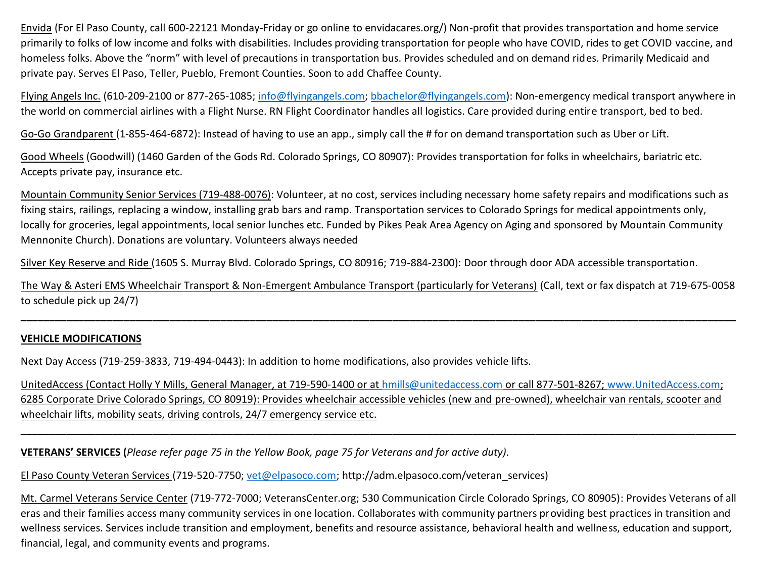Envida (For El Paso County, call 600-22121 Monday-Friday or go online to envidacares.org/) Non-profit that provides transportation and home service primarily to folks of low income and folks with disabilities. Includes providing transportation for people who have COVID, rides to get COVID vaccine, and homeless folks. Above the "norm" with level of precautions in transportation bus. Provides scheduled and on demand rides. Primarily Medicaid and private pay. Serves El Paso, Teller, Pueblo, Fremont Counties. Soon to add Chaffee County.

Flying Angels Inc. (610-209-2100 or 877-265-1085; info@flyingangels.com; bbachelor@flyingangels.com): Non-emergency medical transport anywhere in the world on commercial airlines with a Flight Nurse. RN Flight Coordinator handles all logistics. Care provided during entire transport, bed to bed.

Go-Go Grandparent (1-855-464-6872): Instead of having to use an app., simply call the # for on demand transportation such as Uber or Lift.

Good Wheels (Goodwill) (1460 Garden of the Gods Rd. Colorado Springs, CO 80907): Provides transportation for folks in wheelchairs, bariatric etc. Accepts private pay, insurance etc.

Mountain Community Senior Services (719-488-0076): Volunteer, at no cost, services including necessary home safety repairs and modifications such as fixing stairs, railings, replacing a window, installing grab bars and ramp. Transportation services to Colorado Springs for medical appointments only, locally for groceries, legal appointments, local senior lunches etc. Funded by Pikes Peak Area Agency on Aging and sponsored by Mountain Community Mennonite Church). Donations are voluntary. Volunteers always needed

Silver Key Reserve and Ride (1605 S. Murray Blvd. Colorado Springs, CO 80916; 719-884-2300): Door through door ADA accessible transportation.

The Way & Asteri EMS Wheelchair Transport & Non-Emergent Ambulance Transport (particularly for Veterans) (Call, text or fax dispatch at 719-675-0058 to schedule pick up 24/7)

---

**VEHICLE MODIFICATIONS**

Next Day Access (719-259-3833, 719-494-0443): In addition to home modifications, also provides vehicle lifts.

UnitedAccess (Contact Holly Y Mills, General Manager, at 719-590-1400 or at hmills@unitedaccess.com or call 877-501-8267; www.UnitedAccess.com; 6285 Corporate Drive Colorado Springs, CO 80919): Provides wheelchair accessible vehicles (new and pre-owned), wheelchair van rentals, scooter and wheelchair lifts, mobility seats, driving controls, 24/7 emergency service etc.

---

**VETERANS' SERVICES** (*Please refer page 75 in the Yellow Book, page 75 for Veterans and for active duty)*.

El Paso County Veteran Services (719-520-7750; vet@elpasoco.com; http://adm.elpasoco.com/veteran_services)

Mt. Carmel Veterans Service Center (719-772-7000; VeteransCenter.org; 530 Communication Circle Colorado Springs, CO 80905): Provides Veterans of all eras and their families access many community services in one location. Collaborates with community partners providing best practices in transition and wellness services. Services include transition and employment, benefits and resource assistance, behavioral health and wellness, education and support, financial, legal, and community events and programs.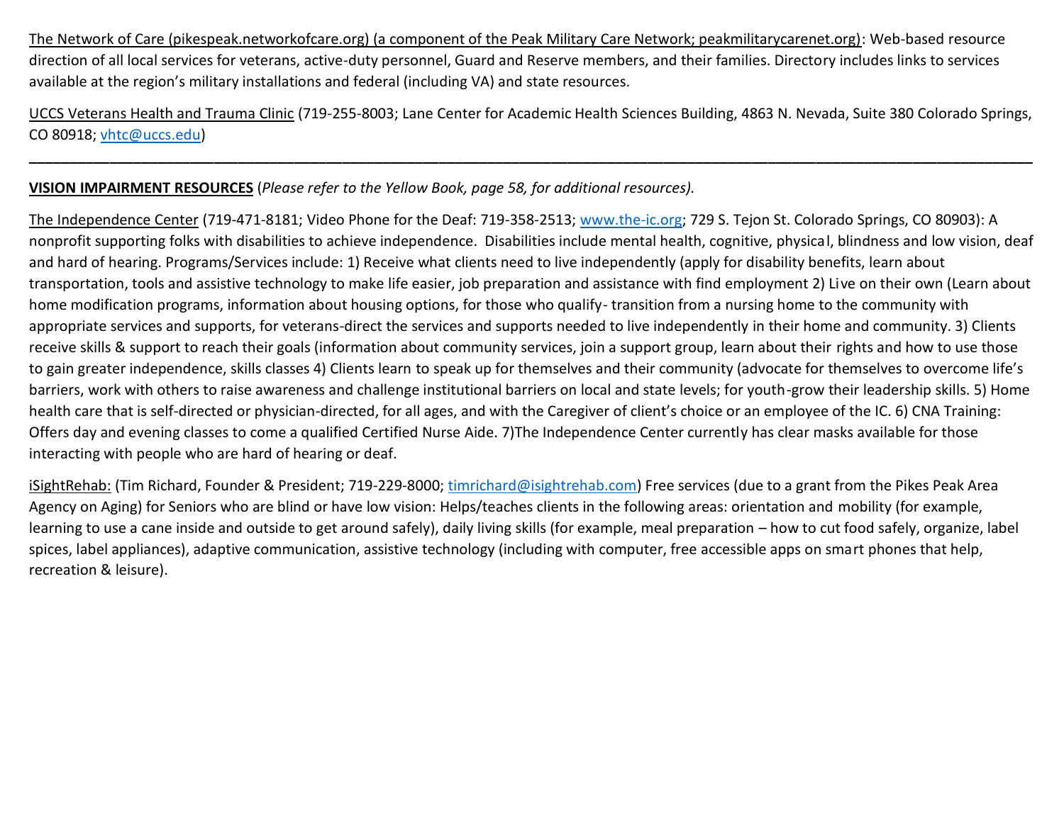The Network of Care (pikespeak.networkofcare.org) (a component of the Peak Military Care Network; peakmilitarycarenet.org): Web-based resource direction of all local services for veterans, active-duty personnel, Guard and Reserve members, and their families. Directory includes links to services available at the region's military installations and federal (including VA) and state resources.

UCCS Veterans Health and Trauma Clinic (719-255-8003; Lane Center for Academic Health Sciences Building, 4863 N. Nevada, Suite 380 Colorado Springs, CO 80918; vhtc@uccs.edu)

---

**VISION IMPAIRMENT RESOURCES** (*Please refer to the Yellow Book, page 58, for additional resources).*

The Independence Center (719-471-8181; Video Phone for the Deaf: 719-358-2513; www.the-ic.org; 729 S. Tejon St. Colorado Springs, CO 80903): A nonprofit supporting folks with disabilities to achieve independence. Disabilities include mental health, cognitive, physical, blindness and low vision, deaf and hard of hearing. Programs/Services include: 1) Receive what clients need to live independently (apply for disability benefits, learn about transportation, tools and assistive technology to make life easier, job preparation and assistance with find employment 2) Live on their own (Learn about home modification programs, information about housing options, for those who qualify- transition from a nursing home to the community with appropriate services and supports, for veterans-direct the services and supports needed to live independently in their home and community. 3) Clients receive skills & support to reach their goals (information about community services, join a support group, learn about their rights and how to use those to gain greater independence, skills classes 4) Clients learn to speak up for themselves and their community (advocate for themselves to overcome life's barriers, work with others to raise awareness and challenge institutional barriers on local and state levels; for youth-grow their leadership skills. 5) Home health care that is self-directed or physician-directed, for all ages, and with the Caregiver of client's choice or an employee of the IC. 6) CNA Training: Offers day and evening classes to come a qualified Certified Nurse Aide. 7)The Independence Center currently has clear masks available for those interacting with people who are hard of hearing or deaf.

iSightRehab: (Tim Richard, Founder & President; 719-229-8000; timrichard@isightrehab.com) Free services (due to a grant from the Pikes Peak Area Agency on Aging) for Seniors who are blind or have low vision: Helps/teaches clients in the following areas: orientation and mobility (for example, learning to use a cane inside and outside to get around safely), daily living skills (for example, meal preparation – how to cut food safely, organize, label spices, label appliances), adaptive communication, assistive technology (including with computer, free accessible apps on smart phones that help, recreation & leisure).